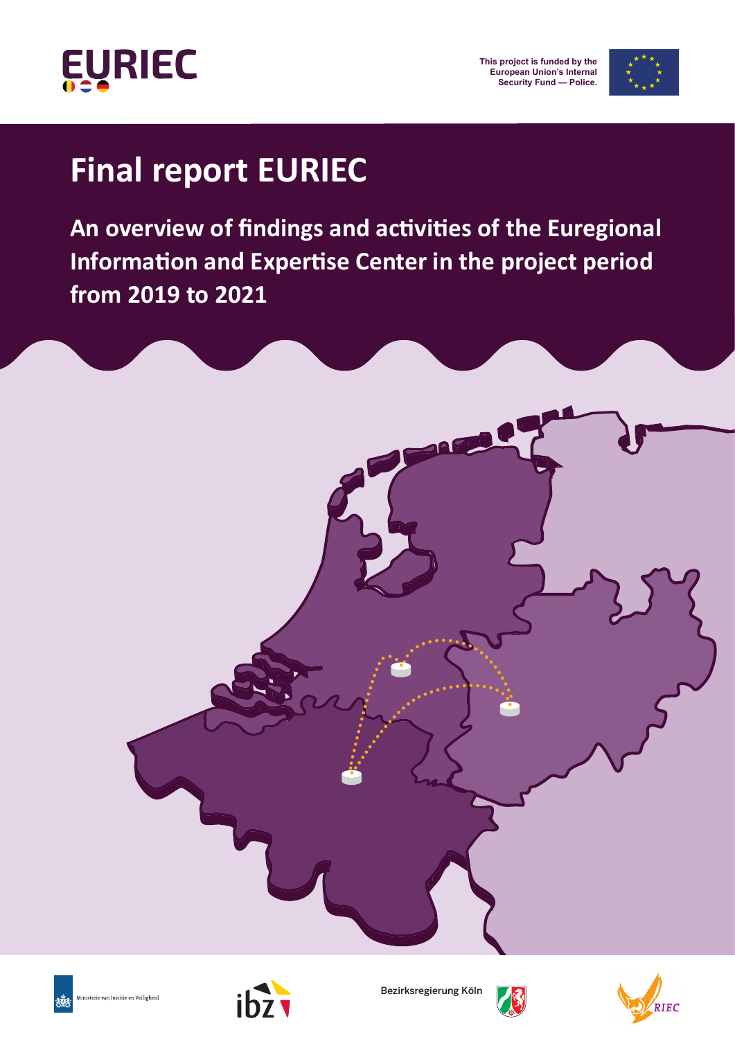EURIEC

This project is funded by the European Union's Internal Security Fund — Police.

# Final report EURIEC

## An overview of findings and activities of the Euregional Information and Expertise Center in the project period from 2019 to 2021

Ministerie van Justitie en Veiligheid

ibz

Bezirksregierung Köln

RIEC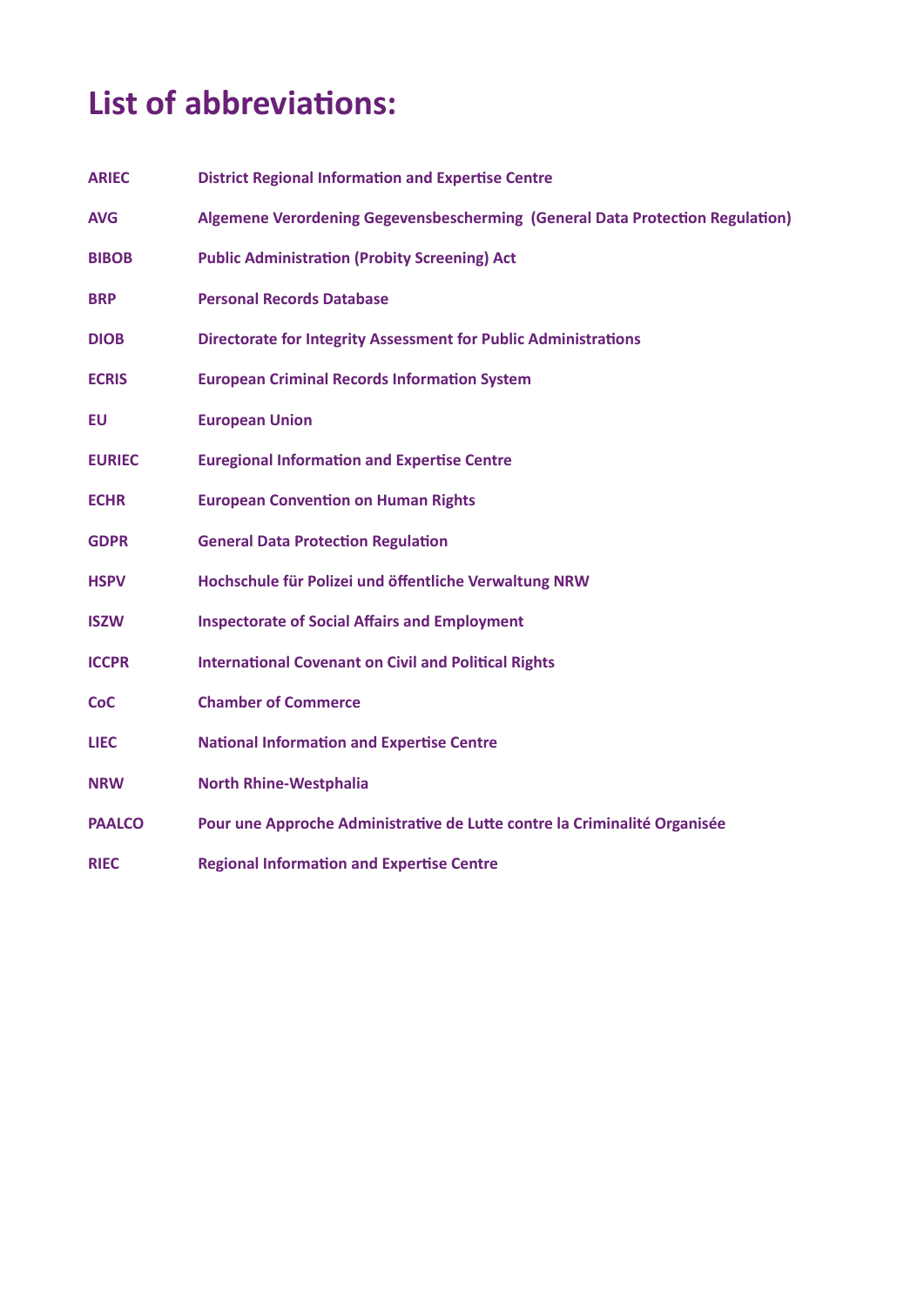# List of abbreviations:

| | |
|---|---|
| **ARIEC** | **District Regional Information and Expertise Centre** |
| **AVG** | **Algemene Verordening Gegevensbescherming (General Data Protection Regulation)** |
| **BIBOB** | **Public Administration (Probity Screening) Act** |
| **BRP** | **Personal Records Database** |
| **DIOB** | **Directorate for Integrity Assessment for Public Administrations** |
| **ECRIS** | **European Criminal Records Information System** |
| **EU** | **European Union** |
| **EURIEC** | **Euregional Information and Expertise Centre** |
| **ECHR** | **European Convention on Human Rights** |
| **GDPR** | **General Data Protection Regulation** |
| **HSPV** | **Hochschule für Polizei und öffentliche Verwaltung NRW** |
| **ISZW** | **Inspectorate of Social Affairs and Employment** |
| **ICCPR** | **International Covenant on Civil and Political Rights** |
| **CoC** | **Chamber of Commerce** |
| **LIEC** | **National Information and Expertise Centre** |
| **NRW** | **North Rhine-Westphalia** |
| **PAALCO** | **Pour une Approche Administrative de Lutte contre la Criminalité Organisée** |
| **RIEC** | **Regional Information and Expertise Centre** |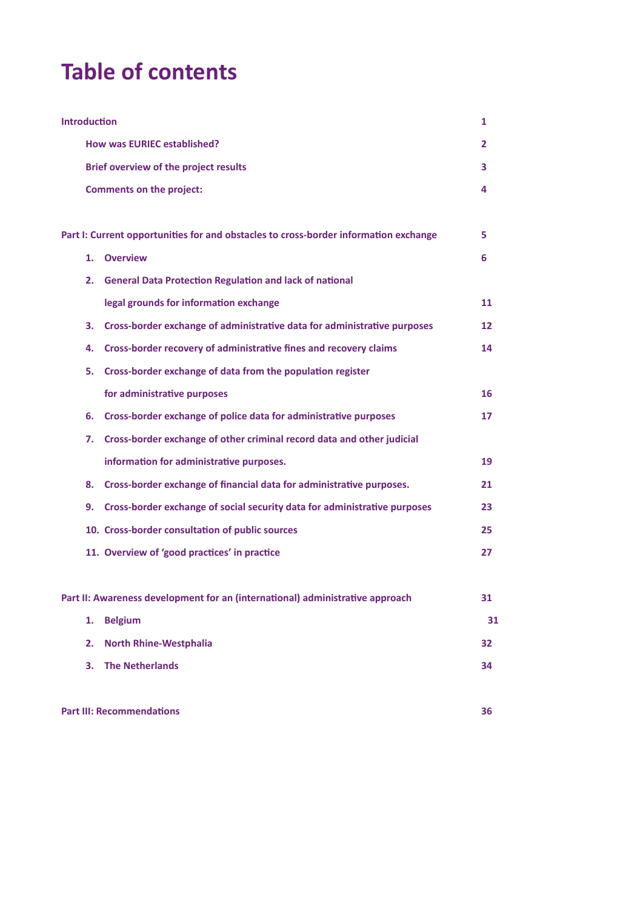# Table of contents

| | |
|---|---|
| **Introduction** | **1** |
| **How was EURIEC established?** | **2** |
| **Brief overview of the project results** | **3** |
| **Comments on the project:** | **4** |
| | |
| **Part I: Current opportunities for and obstacles to cross-border information exchange** | **5** |
| **1. Overview** | **6** |
| **2. General Data Protection Regulation and lack of national legal grounds for information exchange** | **11** |
| **3. Cross-border exchange of administrative data for administrative purposes** | **12** |
| **4. Cross-border recovery of administrative fines and recovery claims** | **14** |
| **5. Cross-border exchange of data from the population register for administrative purposes** | **16** |
| **6. Cross-border exchange of police data for administrative purposes** | **17** |
| **7. Cross-border exchange of other criminal record data and other judicial information for administrative purposes.** | **19** |
| **8. Cross-border exchange of financial data for administrative purposes.** | **21** |
| **9. Cross-border exchange of social security data for administrative purposes** | **23** |
| **10. Cross-border consultation of public sources** | **25** |
| **11. Overview of 'good practices' in practice** | **27** |
| | |
| **Part II: Awareness development for an (international) administrative approach** | **31** |
| **1. Belgium** | **31** |
| **2. North Rhine-Westphalia** | **32** |
| **3. The Netherlands** | **34** |
| | |
| **Part III: Recommendations** | **36** |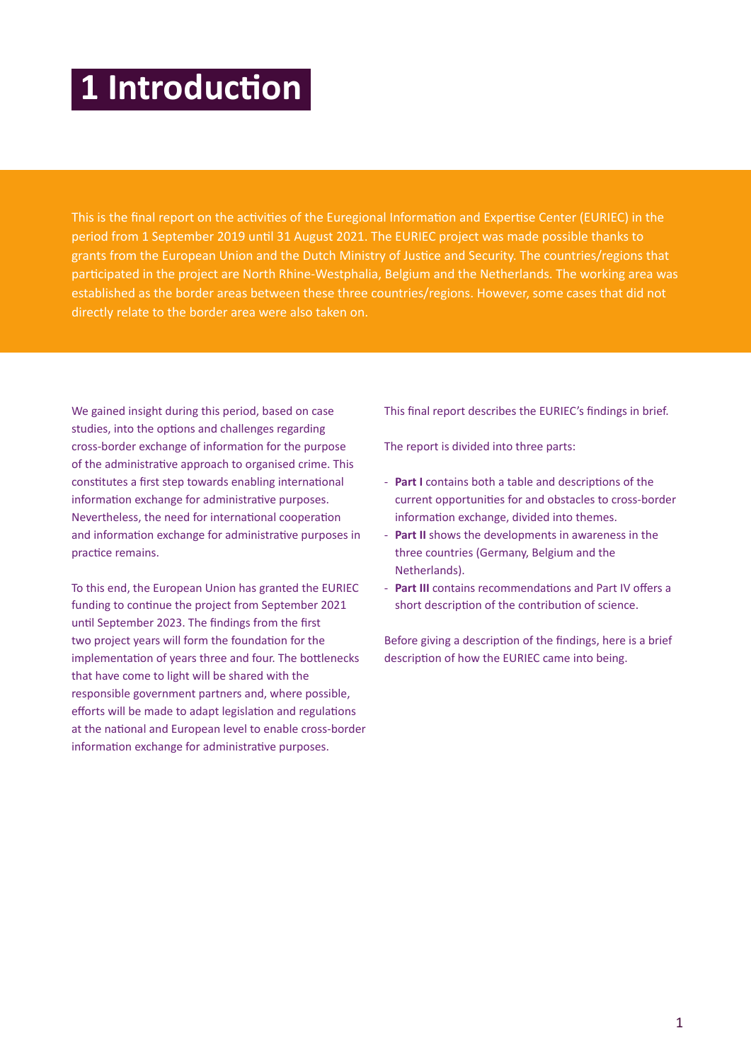# 1 Introduction

This is the final report on the activities of the Euregional Information and Expertise Center (EURIEC) in the period from 1 September 2019 until 31 August 2021. The EURIEC project was made possible thanks to grants from the European Union and the Dutch Ministry of Justice and Security. The countries/regions that participated in the project are North Rhine-Westphalia, Belgium and the Netherlands. The working area was established as the border areas between these three countries/regions. However, some cases that did not directly relate to the border area were also taken on.

We gained insight during this period, based on case studies, into the options and challenges regarding cross-border exchange of information for the purpose of the administrative approach to organised crime. This constitutes a first step towards enabling international information exchange for administrative purposes. Nevertheless, the need for international cooperation and information exchange for administrative purposes in practice remains.

To this end, the European Union has granted the EURIEC funding to continue the project from September 2021 until September 2023. The findings from the first two project years will form the foundation for the implementation of years three and four. The bottlenecks that have come to light will be shared with the responsible government partners and, where possible, efforts will be made to adapt legislation and regulations at the national and European level to enable cross-border information exchange for administrative purposes.

This final report describes the EURIEC's findings in brief.

The report is divided into three parts:

- **Part I** contains both a table and descriptions of the current opportunities for and obstacles to cross-border information exchange, divided into themes.
- **Part II** shows the developments in awareness in the three countries (Germany, Belgium and the Netherlands).
- **Part III** contains recommendations and Part IV offers a short description of the contribution of science.

Before giving a description of the findings, here is a brief description of how the EURIEC came into being.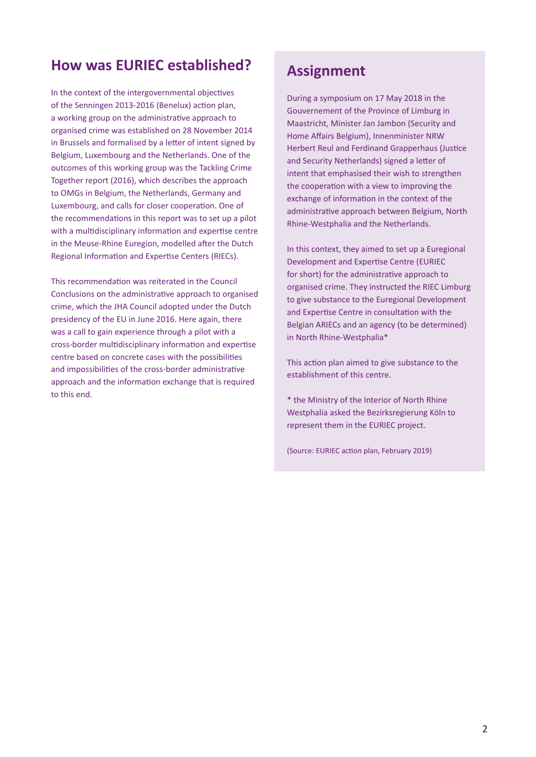## How was EURIEC established?

In the context of the intergovernmental objectives of the Senningen 2013-2016 (Benelux) action plan, a working group on the administrative approach to organised crime was established on 28 November 2014 in Brussels and formalised by a letter of intent signed by Belgium, Luxembourg and the Netherlands. One of the outcomes of this working group was the Tackling Crime Together report (2016), which describes the approach to OMGs in Belgium, the Netherlands, Germany and Luxembourg, and calls for closer cooperation. One of the recommendations in this report was to set up a pilot with a multidisciplinary information and expertise centre in the Meuse-Rhine Euregion, modelled after the Dutch Regional Information and Expertise Centers (RIECs).

This recommendation was reiterated in the Council Conclusions on the administrative approach to organised crime, which the JHA Council adopted under the Dutch presidency of the EU in June 2016. Here again, there was a call to gain experience through a pilot with a cross-border multidisciplinary information and expertise centre based on concrete cases with the possibilities and impossibilities of the cross-border administrative approach and the information exchange that is required to this end.

## Assignment

During a symposium on 17 May 2018 in the Gouvernement of the Province of Limburg in Maastricht, Minister Jan Jambon (Security and Home Affairs Belgium), Innenminister NRW Herbert Reul and Ferdinand Grapperhaus (Justice and Security Netherlands) signed a letter of intent that emphasised their wish to strengthen the cooperation with a view to improving the exchange of information in the context of the administrative approach between Belgium, North Rhine-Westphalia and the Netherlands.

In this context, they aimed to set up a Euregional Development and Expertise Centre (EURIEC for short) for the administrative approach to organised crime. They instructed the RIEC Limburg to give substance to the Euregional Development and Expertise Centre in consultation with the Belgian ARIECs and an agency (to be determined) in North Rhine-Westphalia*

This action plan aimed to give substance to the establishment of this centre.

* the Ministry of the Interior of North Rhine Westphalia asked the Bezirksregierung Köln to represent them in the EURIEC project.

(Source: EURIEC action plan, February 2019)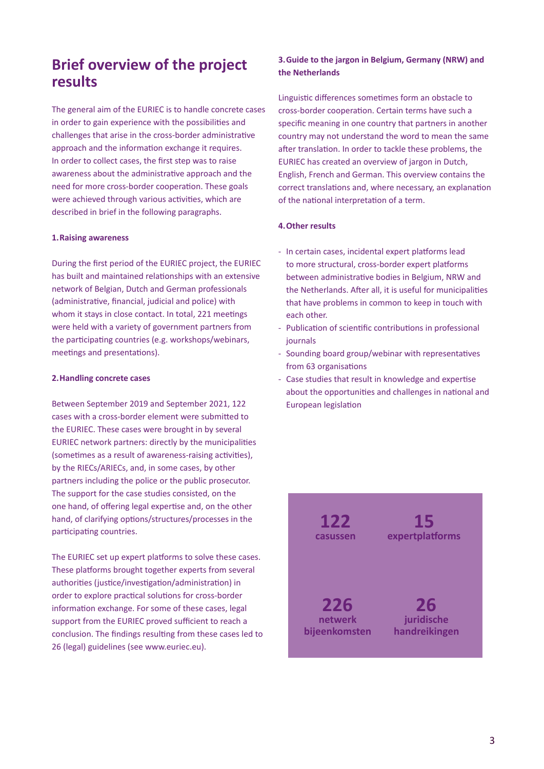# Brief overview of the project results

The general aim of the EURIEC is to handle concrete cases in order to gain experience with the possibilities and challenges that arise in the cross-border administrative approach and the information exchange it requires. In order to collect cases, the first step was to raise awareness about the administrative approach and the need for more cross-border cooperation. These goals were achieved through various activities, which are described in brief in the following paragraphs.

### 1. Raising awareness

During the first period of the EURIEC project, the EURIEC has built and maintained relationships with an extensive network of Belgian, Dutch and German professionals (administrative, financial, judicial and police) with whom it stays in close contact. In total, 221 meetings were held with a variety of government partners from the participating countries (e.g. workshops/webinars, meetings and presentations).

### 2. Handling concrete cases

Between September 2019 and September 2021, 122 cases with a cross-border element were submitted to the EURIEC. These cases were brought in by several EURIEC network partners: directly by the municipalities (sometimes as a result of awareness-raising activities), by the RIECs/ARIECs, and, in some cases, by other partners including the police or the public prosecutor. The support for the case studies consisted, on the one hand, of offering legal expertise and, on the other hand, of clarifying options/structures/processes in the participating countries.

The EURIEC set up expert platforms to solve these cases. These platforms brought together experts from several authorities (justice/investigation/administration) in order to explore practical solutions for cross-border information exchange. For some of these cases, legal support from the EURIEC proved sufficient to reach a conclusion. The findings resulting from these cases led to 26 (legal) guidelines (see www.euriec.eu).

### 3. Guide to the jargon in Belgium, Germany (NRW) and the Netherlands

Linguistic differences sometimes form an obstacle to cross-border cooperation. Certain terms have such a specific meaning in one country that partners in another country may not understand the word to mean the same after translation. In order to tackle these problems, the EURIEC has created an overview of jargon in Dutch, English, French and German. This overview contains the correct translations and, where necessary, an explanation of the national interpretation of a term.

### 4. Other results

- In certain cases, incidental expert platforms lead to more structural, cross-border expert platforms between administrative bodies in Belgium, NRW and the Netherlands. After all, it is useful for municipalities that have problems in common to keep in touch with each other.
- Publication of scientific contributions in professional journals
- Sounding board group/webinar with representatives from 63 organisations
- Case studies that result in knowledge and expertise about the opportunities and challenges in national and European legislation

**122** casussen

**15** expertplatforms

**226** netwerk bijeenkomsten

**26** juridische handreikingen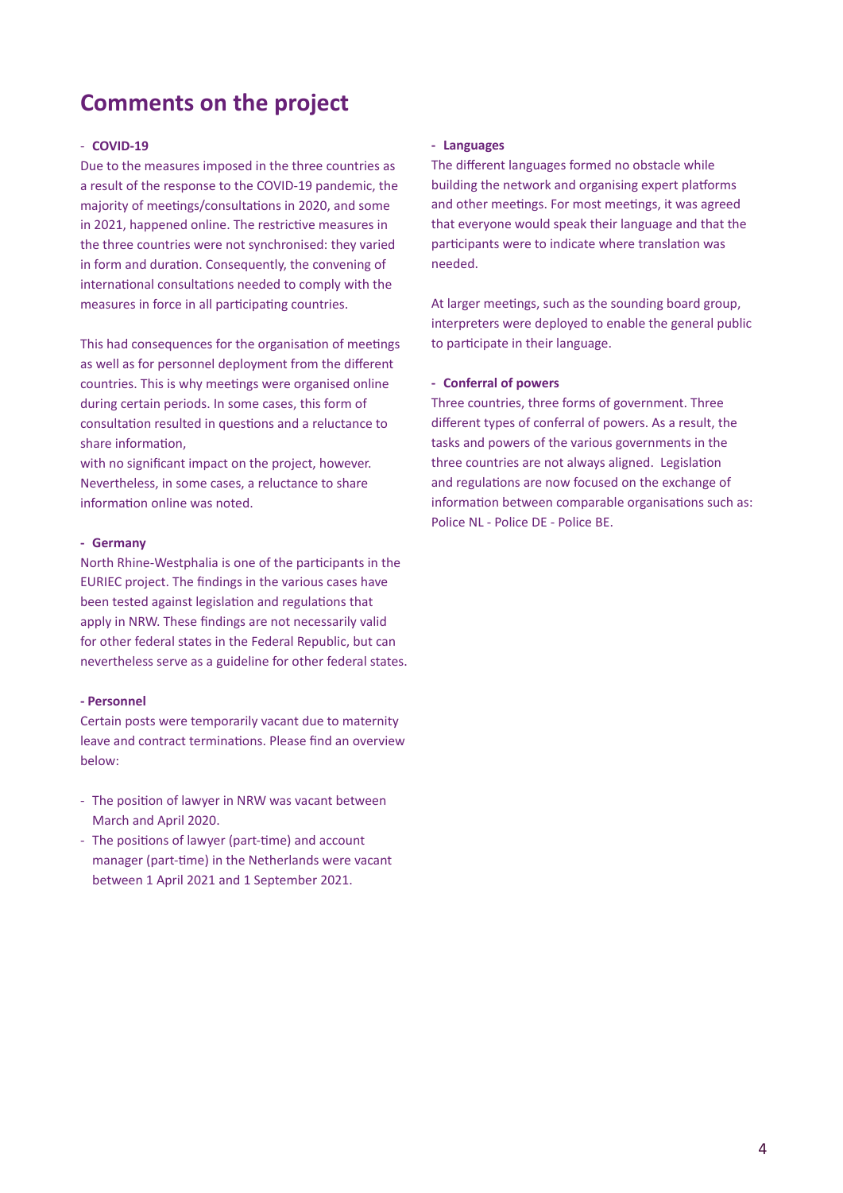# Comments on the project

### - COVID-19

Due to the measures imposed in the three countries as a result of the response to the COVID-19 pandemic, the majority of meetings/consultations in 2020, and some in 2021, happened online. The restrictive measures in the three countries were not synchronised: they varied in form and duration. Consequently, the convening of international consultations needed to comply with the measures in force in all participating countries.

This had consequences for the organisation of meetings as well as for personnel deployment from the different countries. This is why meetings were organised online during certain periods. In some cases, this form of consultation resulted in questions and a reluctance to share information,
with no significant impact on the project, however. Nevertheless, in some cases, a reluctance to share information online was noted.

### - Germany

North Rhine-Westphalia is one of the participants in the EURIEC project. The findings in the various cases have been tested against legislation and regulations that apply in NRW. These findings are not necessarily valid for other federal states in the Federal Republic, but can nevertheless serve as a guideline for other federal states.

### - Personnel

Certain posts were temporarily vacant due to maternity leave and contract terminations. Please find an overview below:

- The position of lawyer in NRW was vacant between March and April 2020.
- The positions of lawyer (part-time) and account manager (part-time) in the Netherlands were vacant between 1 April 2021 and 1 September 2021.

### - Languages

The different languages formed no obstacle while building the network and organising expert platforms and other meetings. For most meetings, it was agreed that everyone would speak their language and that the participants were to indicate where translation was needed.

At larger meetings, such as the sounding board group, interpreters were deployed to enable the general public to participate in their language.

### - Conferral of powers

Three countries, three forms of government. Three different types of conferral of powers. As a result, the tasks and powers of the various governments in the three countries are not always aligned. Legislation and regulations are now focused on the exchange of information between comparable organisations such as: Police NL - Police DE - Police BE.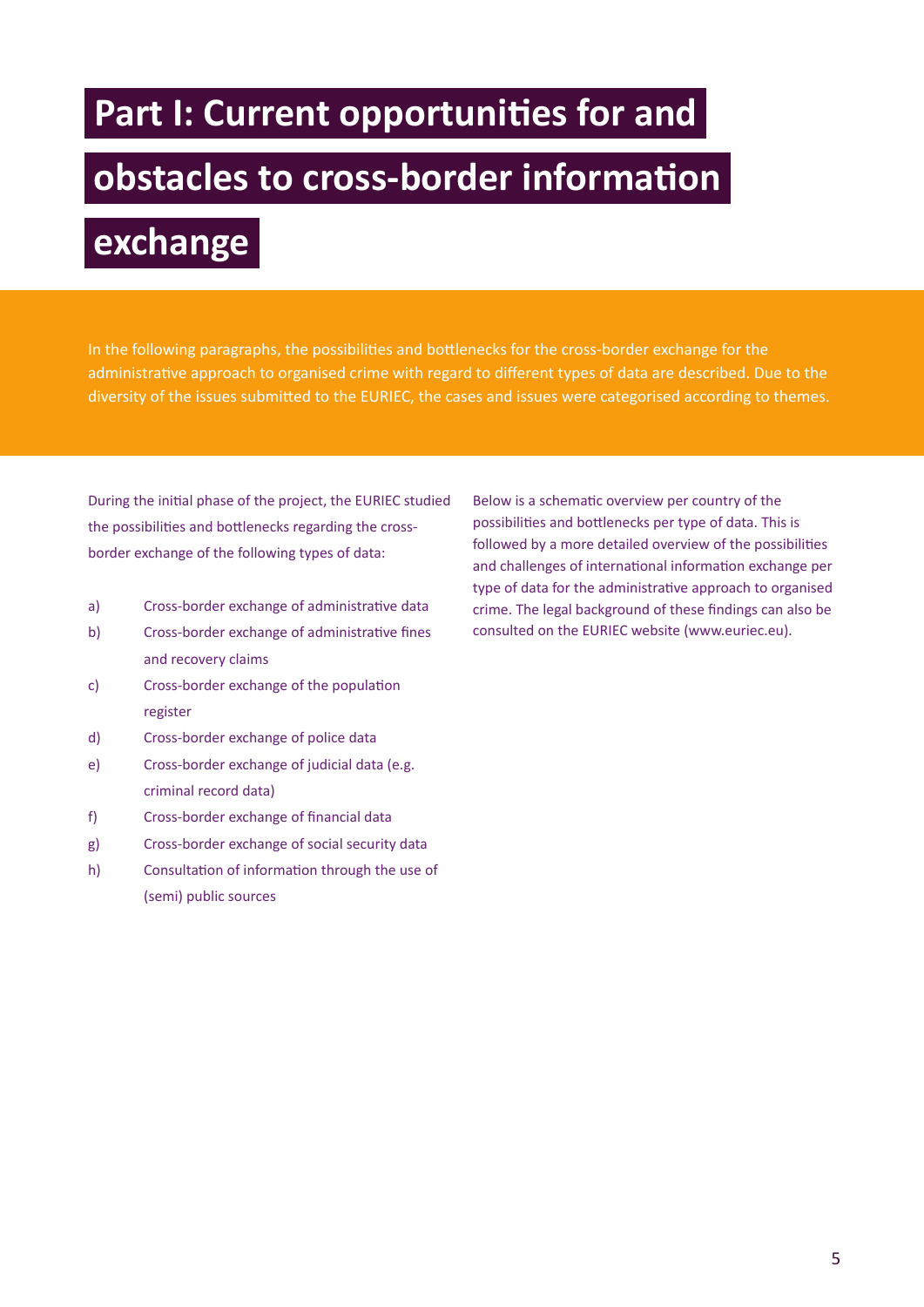# Part I: Current opportunities for and obstacles to cross-border information exchange

In the following paragraphs, the possibilities and bottlenecks for the cross-border exchange for the administrative approach to organised crime with regard to different types of data are described. Due to the diversity of the issues submitted to the EURIEC, the cases and issues were categorised according to themes.

During the initial phase of the project, the EURIEC studied the possibilities and bottlenecks regarding the cross-border exchange of the following types of data:

a) Cross-border exchange of administrative data
b) Cross-border exchange of administrative fines and recovery claims
c) Cross-border exchange of the population register
d) Cross-border exchange of police data
e) Cross-border exchange of judicial data (e.g. criminal record data)
f) Cross-border exchange of financial data
g) Cross-border exchange of social security data
h) Consultation of information through the use of (semi) public sources

Below is a schematic overview per country of the possibilities and bottlenecks per type of data. This is followed by a more detailed overview of the possibilities and challenges of international information exchange per type of data for the administrative approach to organised crime. The legal background of these findings can also be consulted on the EURIEC website (www.euriec.eu).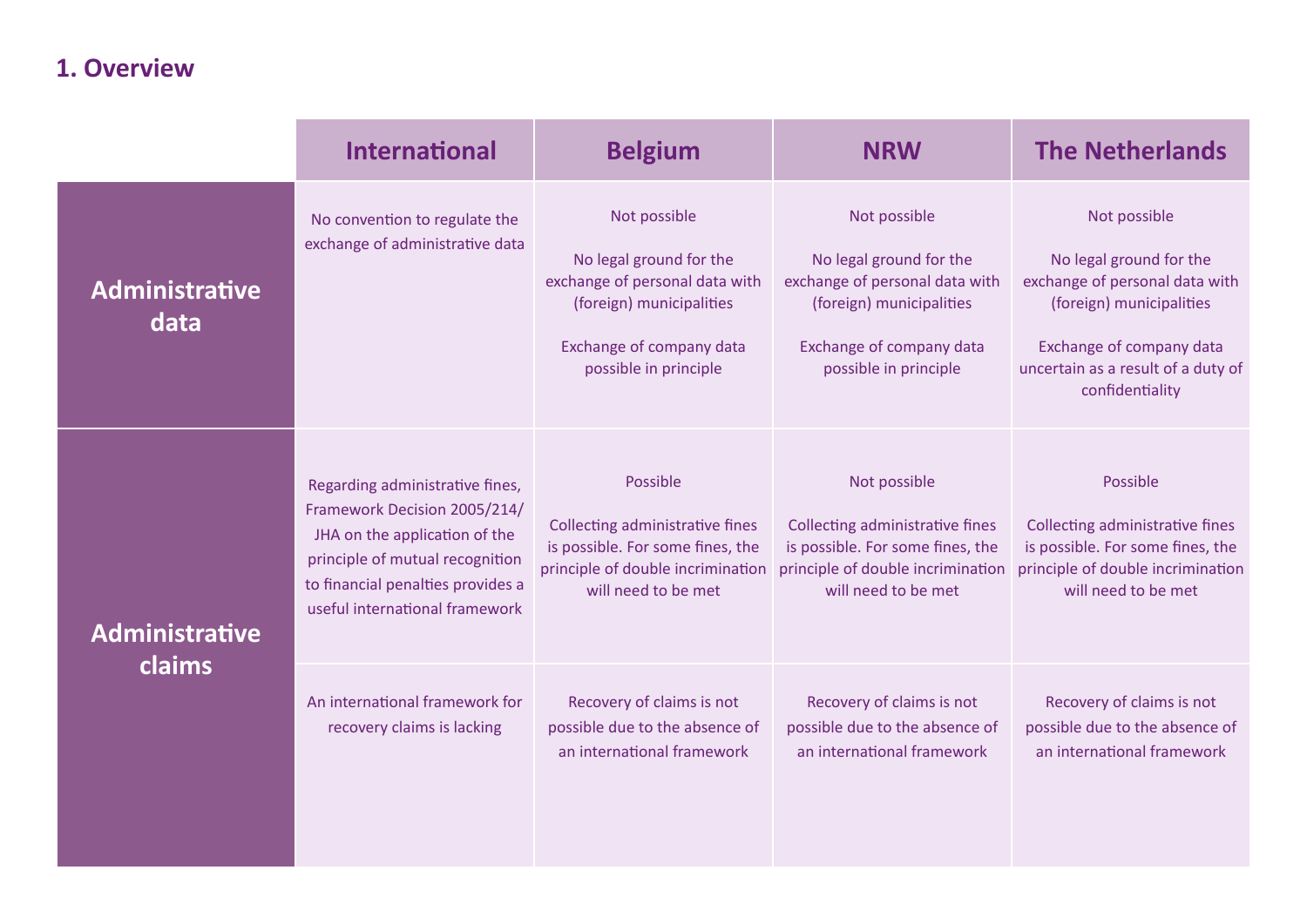## 1. Overview

| | International | Belgium | NRW | The Netherlands |
|---|---|---|---|---|
| **Administrative data** | No convention to regulate the exchange of administrative data | Not possible<br><br>No legal ground for the exchange of personal data with (foreign) municipalities<br><br>Exchange of company data possible in principle | Not possible<br><br>No legal ground for the exchange of personal data with (foreign) municipalities<br><br>Exchange of company data possible in principle | Not possible<br><br>No legal ground for the exchange of personal data with (foreign) municipalities<br><br>Exchange of company data uncertain as a result of a duty of confidentiality |
| **Administrative claims** | Regarding administrative fines, Framework Decision 2005/214/JHA on the application of the principle of mutual recognition to financial penalties provides a useful international framework | Possible<br><br>Collecting administrative fines is possible. For some fines, the principle of double incrimination will need to be met | Not possible<br><br>Collecting administrative fines is possible. For some fines, the principle of double incrimination will need to be met | Possible<br><br>Collecting administrative fines is possible. For some fines, the principle of double incrimination will need to be met |
| | An international framework for recovery claims is lacking | Recovery of claims is not possible due to the absence of an international framework | Recovery of claims is not possible due to the absence of an international framework | Recovery of claims is not possible due to the absence of an international framework |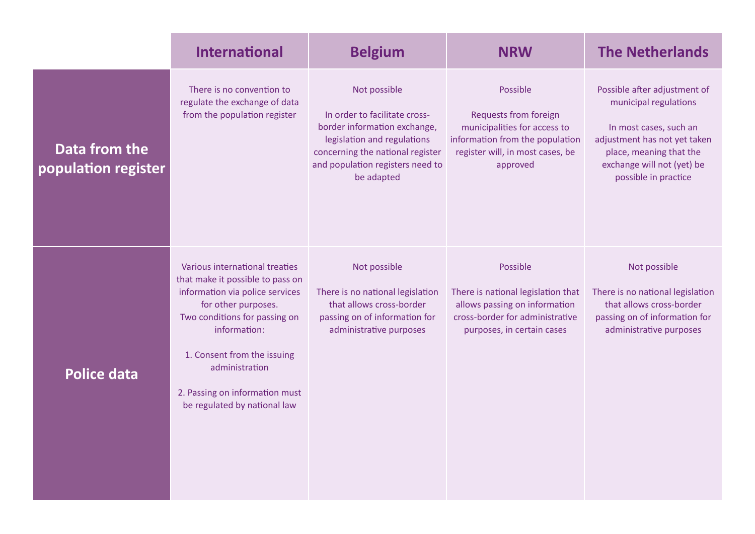| | International | Belgium | NRW | The Netherlands |
|---|---|---|---|---|
| **Data from the population register** | There is no convention to regulate the exchange of data from the population register | Not possible<br><br>In order to facilitate cross-border information exchange, legislation and regulations concerning the national register and population registers need to be adapted | Possible<br><br>Requests from foreign municipalities for access to information from the population register will, in most cases, be approved | Possible after adjustment of municipal regulations<br><br>In most cases, such an adjustment has not yet taken place, meaning that the exchange will not (yet) be possible in practice |
| **Police data** | Various international treaties that make it possible to pass on information via police services for other purposes.<br>Two conditions for passing on information:<br><br>1. Consent from the issuing administration<br><br>2. Passing on information must be regulated by national law | Not possible<br><br>There is no national legislation that allows cross-border passing on of information for administrative purposes | Possible<br><br>There is national legislation that allows passing on information cross-border for administrative purposes, in certain cases | Not possible<br><br>There is no national legislation that allows cross-border passing on of information for administrative purposes |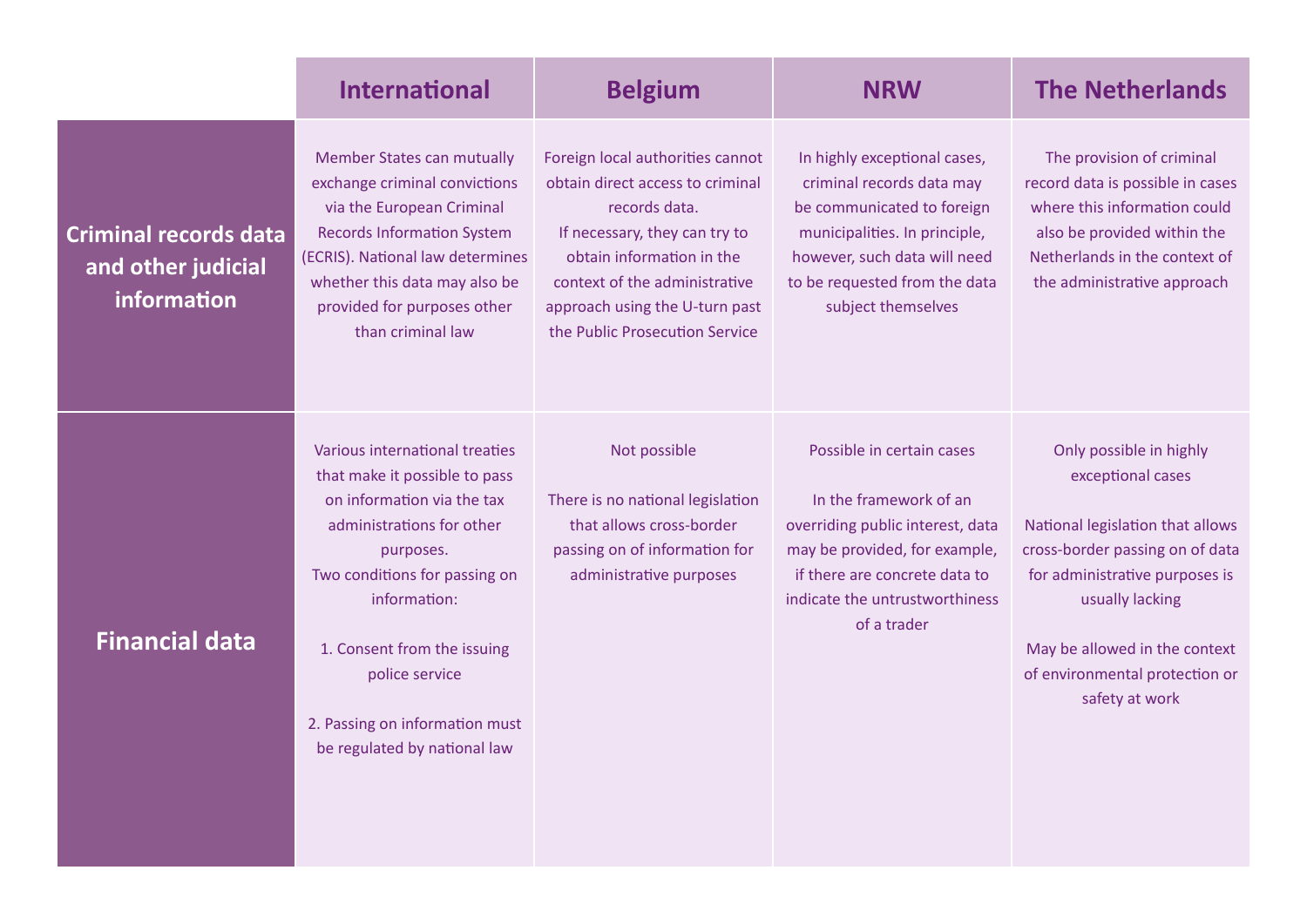| | International | Belgium | NRW | The Netherlands |
|---|---|---|---|---|
| **Criminal records data and other judicial information** | Member States can mutually exchange criminal convictions via the European Criminal Records Information System (ECRIS). National law determines whether this data may also be provided for purposes other than criminal law | Foreign local authorities cannot obtain direct access to criminal records data. If necessary, they can try to obtain information in the context of the administrative approach using the U-turn past the Public Prosecution Service | In highly exceptional cases, criminal records data may be communicated to foreign municipalities. In principle, however, such data will need to be requested from the data subject themselves | The provision of criminal record data is possible in cases where this information could also be provided within the Netherlands in the context of the administrative approach |
| **Financial data** | Various international treaties that make it possible to pass on information via the tax administrations for other purposes. Two conditions for passing on information: <br><br> 1. Consent from the issuing police service <br><br> 2. Passing on information must be regulated by national law | Not possible <br><br> There is no national legislation that allows cross-border passing on of information for administrative purposes | Possible in certain cases <br><br> In the framework of an overriding public interest, data may be provided, for example, if there are concrete data to indicate the untrustworthiness of a trader | Only possible in highly exceptional cases <br><br> National legislation that allows cross-border passing on of data for administrative purposes is usually lacking <br><br> May be allowed in the context of environmental protection or safety at work |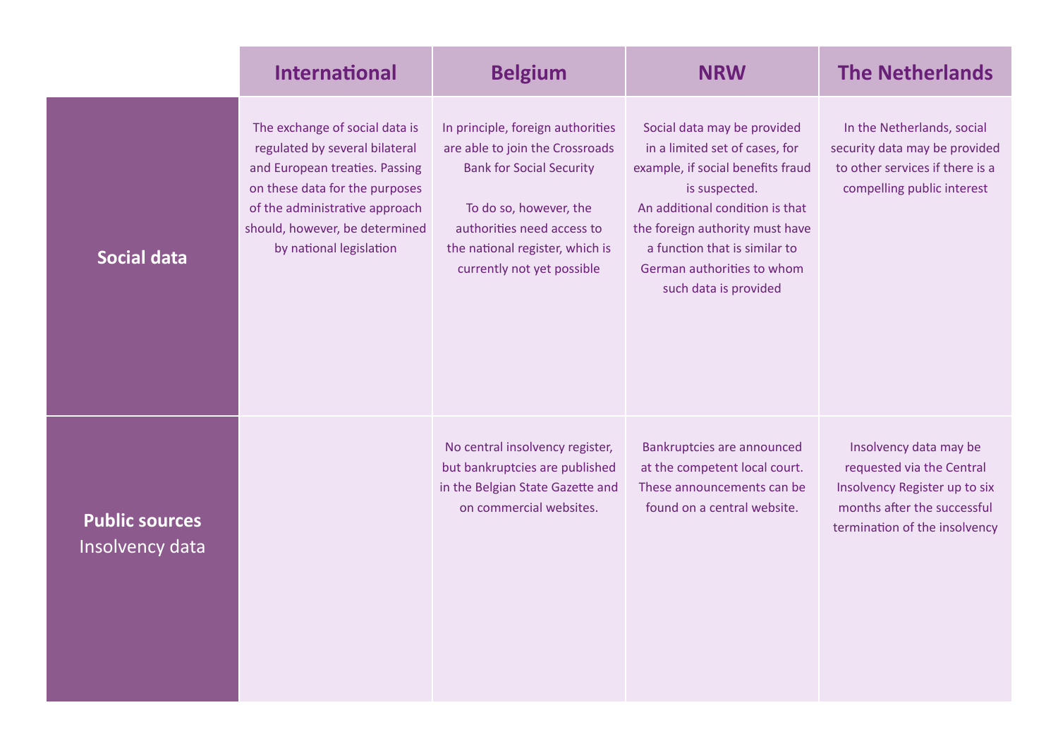| | International | Belgium | NRW | The Netherlands |
|---|---|---|---|---|
| **Social data** | The exchange of social data is regulated by several bilateral and European treaties. Passing on these data for the purposes of the administrative approach should, however, be determined by national legislation | In principle, foreign authorities are able to join the Crossroads Bank for Social Security<br><br>To do so, however, the authorities need access to the national register, which is currently not yet possible | Social data may be provided in a limited set of cases, for example, if social benefits fraud is suspected.<br>An additional condition is that the foreign authority must have a function that is similar to German authorities to whom such data is provided | In the Netherlands, social security data may be provided to other services if there is a compelling public interest |
| **Public sources** Insolvency data | | No central insolvency register, but bankruptcies are published in the Belgian State Gazette and on commercial websites. | Bankruptcies are announced at the competent local court. These announcements can be found on a central website. | Insolvency data may be requested via the Central Insolvency Register up to six months after the successful termination of the insolvency |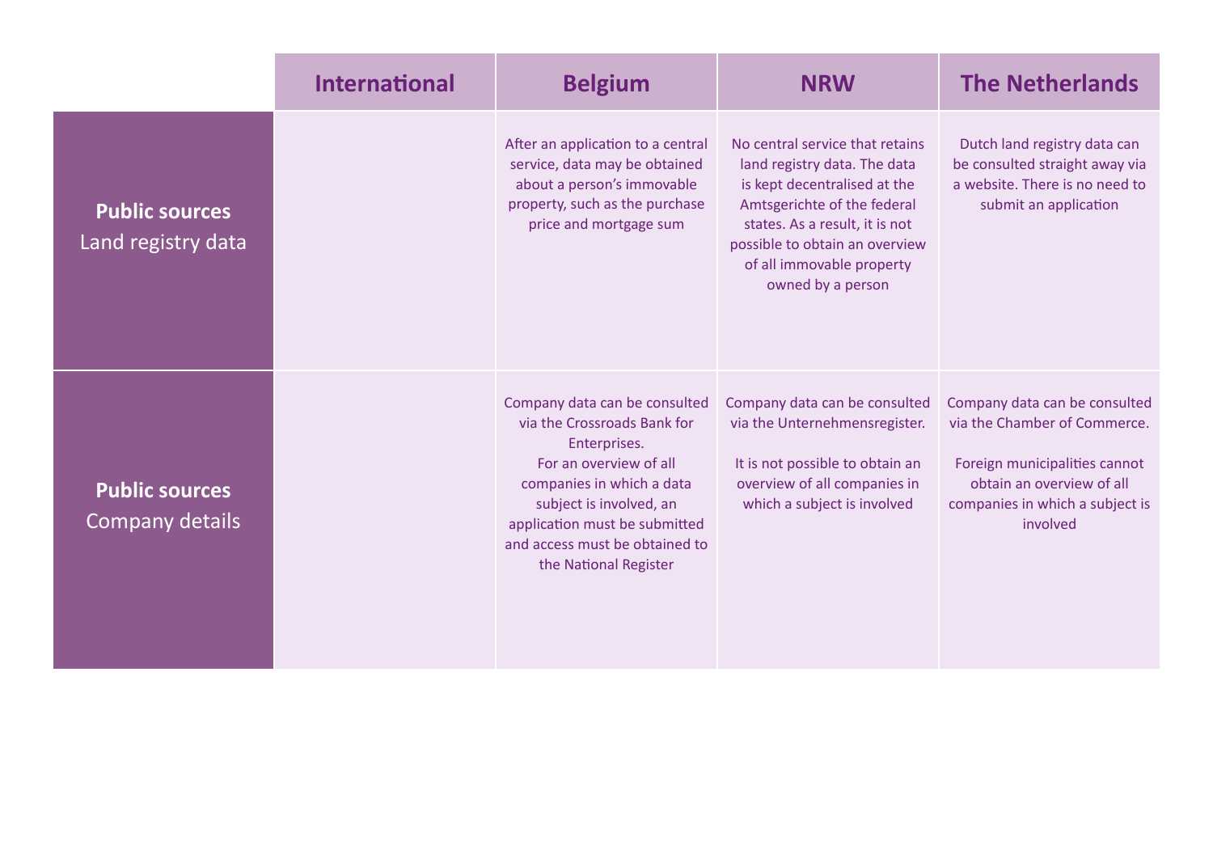| | International | Belgium | NRW | The Netherlands |
|---|---|---|---|---|
| **Public sources** Land registry data | | After an application to a central service, data may be obtained about a person's immovable property, such as the purchase price and mortgage sum | No central service that retains land registry data. The data is kept decentralised at the Amtsgerichte of the federal states. As a result, it is not possible to obtain an overview of all immovable property owned by a person | Dutch land registry data can be consulted straight away via a website. There is no need to submit an application |
| **Public sources** Company details | | Company data can be consulted via the Crossroads Bank for Enterprises. For an overview of all companies in which a data subject is involved, an application must be submitted and access must be obtained to the National Register | Company data can be consulted via the Unternehmensregister. It is not possible to obtain an overview of all companies in which a subject is involved | Company data can be consulted via the Chamber of Commerce. Foreign municipalities cannot obtain an overview of all companies in which a subject is involved |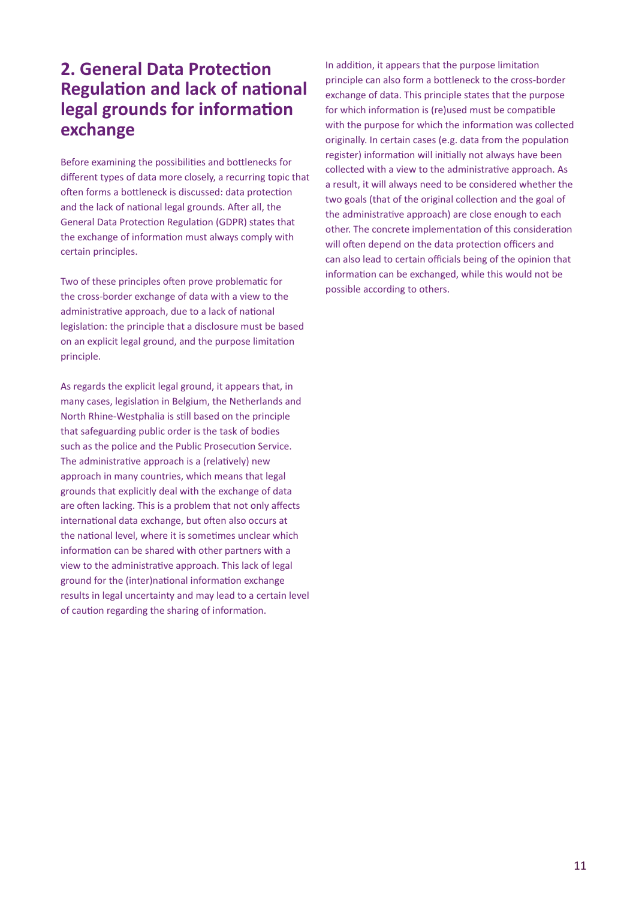## 2. General Data Protection Regulation and lack of national legal grounds for information exchange

Before examining the possibilities and bottlenecks for different types of data more closely, a recurring topic that often forms a bottleneck is discussed: data protection and the lack of national legal grounds. After all, the General Data Protection Regulation (GDPR) states that the exchange of information must always comply with certain principles.

Two of these principles often prove problematic for the cross-border exchange of data with a view to the administrative approach, due to a lack of national legislation: the principle that a disclosure must be based on an explicit legal ground, and the purpose limitation principle.

As regards the explicit legal ground, it appears that, in many cases, legislation in Belgium, the Netherlands and North Rhine-Westphalia is still based on the principle that safeguarding public order is the task of bodies such as the police and the Public Prosecution Service. The administrative approach is a (relatively) new approach in many countries, which means that legal grounds that explicitly deal with the exchange of data are often lacking. This is a problem that not only affects international data exchange, but often also occurs at the national level, where it is sometimes unclear which information can be shared with other partners with a view to the administrative approach. This lack of legal ground for the (inter)national information exchange results in legal uncertainty and may lead to a certain level of caution regarding the sharing of information.

In addition, it appears that the purpose limitation principle can also form a bottleneck to the cross-border exchange of data. This principle states that the purpose for which information is (re)used must be compatible with the purpose for which the information was collected originally. In certain cases (e.g. data from the population register) information will initially not always have been collected with a view to the administrative approach. As a result, it will always need to be considered whether the two goals (that of the original collection and the goal of the administrative approach) are close enough to each other. The concrete implementation of this consideration will often depend on the data protection officers and can also lead to certain officials being of the opinion that information can be exchanged, while this would not be possible according to others.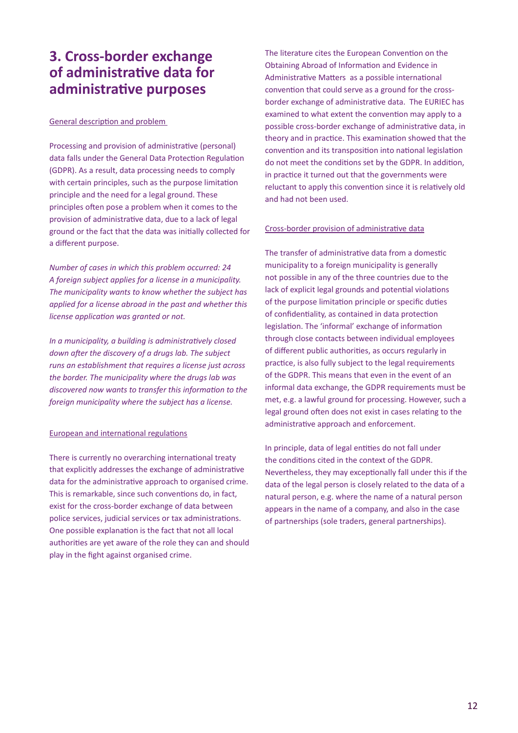## 3. Cross-border exchange of administrative data for administrative purposes

General description and problem

Processing and provision of administrative (personal) data falls under the General Data Protection Regulation (GDPR). As a result, data processing needs to comply with certain principles, such as the purpose limitation principle and the need for a legal ground. These principles often pose a problem when it comes to the provision of administrative data, due to a lack of legal ground or the fact that the data was initially collected for a different purpose.

*Number of cases in which this problem occurred: 24*
*A foreign subject applies for a license in a municipality. The municipality wants to know whether the subject has applied for a license abroad in the past and whether this license application was granted or not.*

*In a municipality, a building is administratively closed down after the discovery of a drugs lab. The subject runs an establishment that requires a license just across the border. The municipality where the drugs lab was discovered now wants to transfer this information to the foreign municipality where the subject has a license.*

European and international regulations

There is currently no overarching international treaty that explicitly addresses the exchange of administrative data for the administrative approach to organised crime. This is remarkable, since such conventions do, in fact, exist for the cross-border exchange of data between police services, judicial services or tax administrations. One possible explanation is the fact that not all local authorities are yet aware of the role they can and should play in the fight against organised crime.

The literature cites the European Convention on the Obtaining Abroad of Information and Evidence in Administrative Matters as a possible international convention that could serve as a ground for the cross-border exchange of administrative data. The EURIEC has examined to what extent the convention may apply to a possible cross-border exchange of administrative data, in theory and in practice. This examination showed that the convention and its transposition into national legislation do not meet the conditions set by the GDPR. In addition, in practice it turned out that the governments were reluctant to apply this convention since it is relatively old and had not been used.

Cross-border provision of administrative data

The transfer of administrative data from a domestic municipality to a foreign municipality is generally not possible in any of the three countries due to the lack of explicit legal grounds and potential violations of the purpose limitation principle or specific duties of confidentiality, as contained in data protection legislation. The 'informal' exchange of information through close contacts between individual employees of different public authorities, as occurs regularly in practice, is also fully subject to the legal requirements of the GDPR. This means that even in the event of an informal data exchange, the GDPR requirements must be met, e.g. a lawful ground for processing. However, such a legal ground often does not exist in cases relating to the administrative approach and enforcement.

In principle, data of legal entities do not fall under the conditions cited in the context of the GDPR. Nevertheless, they may exceptionally fall under this if the data of the legal person is closely related to the data of a natural person, e.g. where the name of a natural person appears in the name of a company, and also in the case of partnerships (sole traders, general partnerships).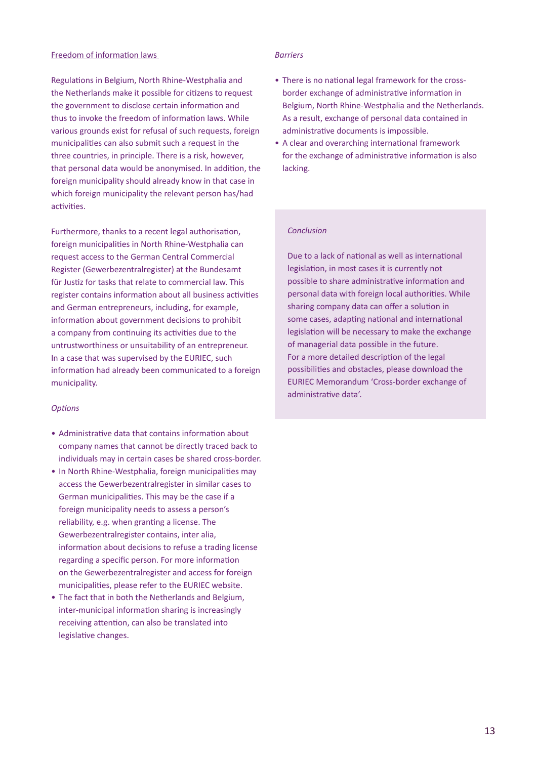Freedom of information laws

Regulations in Belgium, North Rhine-Westphalia and the Netherlands make it possible for citizens to request the government to disclose certain information and thus to invoke the freedom of information laws. While various grounds exist for refusal of such requests, foreign municipalities can also submit such a request in the three countries, in principle. There is a risk, however, that personal data would be anonymised. In addition, the foreign municipality should already know in that case in which foreign municipality the relevant person has/had activities.

Furthermore, thanks to a recent legal authorisation, foreign municipalities in North Rhine-Westphalia can request access to the German Central Commercial Register (Gewerbezentralregister) at the Bundesamt für Justiz for tasks that relate to commercial law. This register contains information about all business activities and German entrepreneurs, including, for example, information about government decisions to prohibit a company from continuing its activities due to the untrustworthiness or unsuitability of an entrepreneur. In a case that was supervised by the EURIEC, such information had already been communicated to a foreign municipality.

*Options*

- Administrative data that contains information about company names that cannot be directly traced back to individuals may in certain cases be shared cross-border.
- In North Rhine-Westphalia, foreign municipalities may access the Gewerbezentralregister in similar cases to German municipalities. This may be the case if a foreign municipality needs to assess a person's reliability, e.g. when granting a license. The Gewerbezentralregister contains, inter alia, information about decisions to refuse a trading license regarding a specific person. For more information on the Gewerbezentralregister and access for foreign municipalities, please refer to the EURIEC website.
- The fact that in both the Netherlands and Belgium, inter-municipal information sharing is increasingly receiving attention, can also be translated into legislative changes.

*Barriers*

- There is no national legal framework for the cross-border exchange of administrative information in Belgium, North Rhine-Westphalia and the Netherlands. As a result, exchange of personal data contained in administrative documents is impossible.
- A clear and overarching international framework for the exchange of administrative information is also lacking.

*Conclusion*

Due to a lack of national as well as international legislation, in most cases it is currently not possible to share administrative information and personal data with foreign local authorities. While sharing company data can offer a solution in some cases, adapting national and international legislation will be necessary to make the exchange of managerial data possible in the future. For a more detailed description of the legal possibilities and obstacles, please download the EURIEC Memorandum 'Cross-border exchange of administrative data'.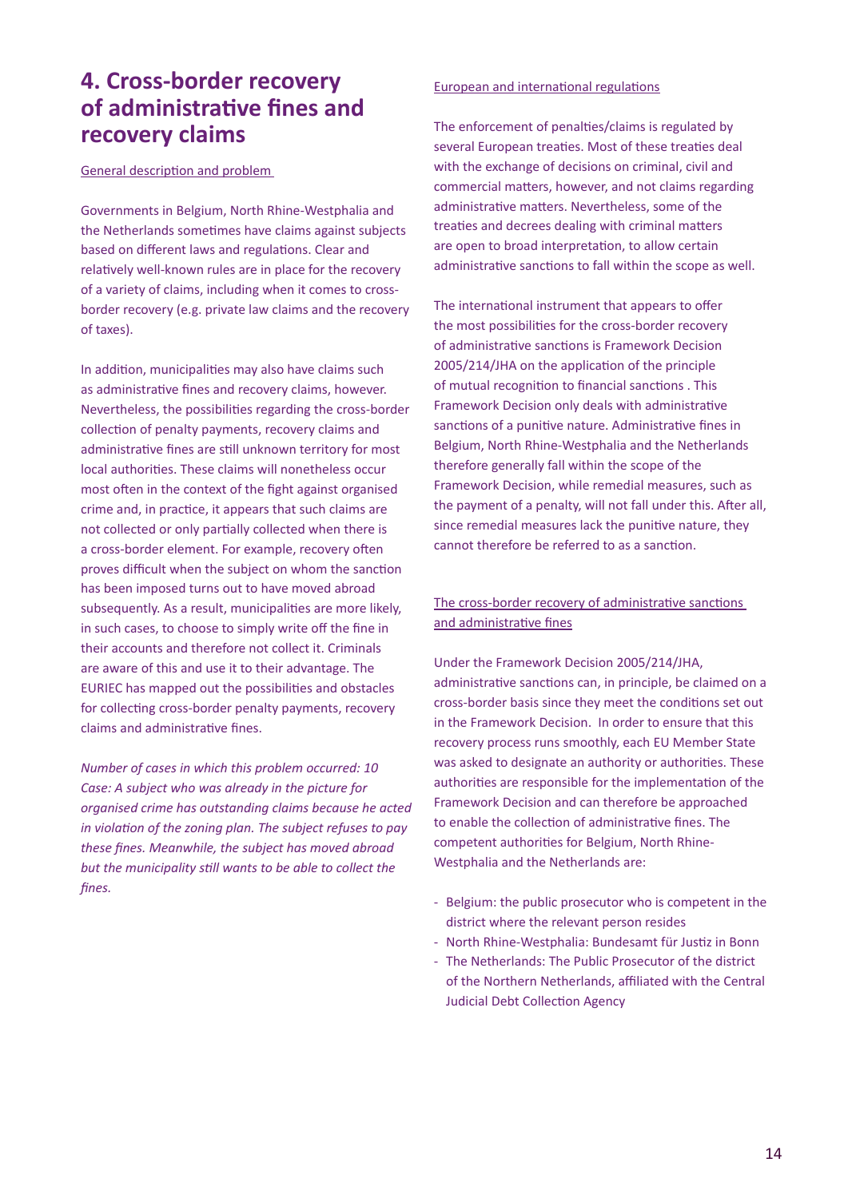# 4. Cross-border recovery of administrative fines and recovery claims

General description and problem

Governments in Belgium, North Rhine-Westphalia and the Netherlands sometimes have claims against subjects based on different laws and regulations. Clear and relatively well-known rules are in place for the recovery of a variety of claims, including when it comes to cross-border recovery (e.g. private law claims and the recovery of taxes).

In addition, municipalities may also have claims such as administrative fines and recovery claims, however. Nevertheless, the possibilities regarding the cross-border collection of penalty payments, recovery claims and administrative fines are still unknown territory for most local authorities. These claims will nonetheless occur most often in the context of the fight against organised crime and, in practice, it appears that such claims are not collected or only partially collected when there is a cross-border element. For example, recovery often proves difficult when the subject on whom the sanction has been imposed turns out to have moved abroad subsequently. As a result, municipalities are more likely, in such cases, to choose to simply write off the fine in their accounts and therefore not collect it. Criminals are aware of this and use it to their advantage. The EURIEC has mapped out the possibilities and obstacles for collecting cross-border penalty payments, recovery claims and administrative fines.

*Number of cases in which this problem occurred: 10*
*Case: A subject who was already in the picture for organised crime has outstanding claims because he acted in violation of the zoning plan. The subject refuses to pay these fines. Meanwhile, the subject has moved abroad but the municipality still wants to be able to collect the fines.*

European and international regulations

The enforcement of penalties/claims is regulated by several European treaties. Most of these treaties deal with the exchange of decisions on criminal, civil and commercial matters, however, and not claims regarding administrative matters. Nevertheless, some of the treaties and decrees dealing with criminal matters are open to broad interpretation, to allow certain administrative sanctions to fall within the scope as well.

The international instrument that appears to offer the most possibilities for the cross-border recovery of administrative sanctions is Framework Decision 2005/214/JHA on the application of the principle of mutual recognition to financial sanctions . This Framework Decision only deals with administrative sanctions of a punitive nature. Administrative fines in Belgium, North Rhine-Westphalia and the Netherlands therefore generally fall within the scope of the Framework Decision, while remedial measures, such as the payment of a penalty, will not fall under this. After all, since remedial measures lack the punitive nature, they cannot therefore be referred to as a sanction.

The cross-border recovery of administrative sanctions and administrative fines

Under the Framework Decision 2005/214/JHA, administrative sanctions can, in principle, be claimed on a cross-border basis since they meet the conditions set out in the Framework Decision. In order to ensure that this recovery process runs smoothly, each EU Member State was asked to designate an authority or authorities. These authorities are responsible for the implementation of the Framework Decision and can therefore be approached to enable the collection of administrative fines. The competent authorities for Belgium, North Rhine-Westphalia and the Netherlands are:

- Belgium: the public prosecutor who is competent in the district where the relevant person resides
- North Rhine-Westphalia: Bundesamt für Justiz in Bonn
- The Netherlands: The Public Prosecutor of the district of the Northern Netherlands, affiliated with the Central Judicial Debt Collection Agency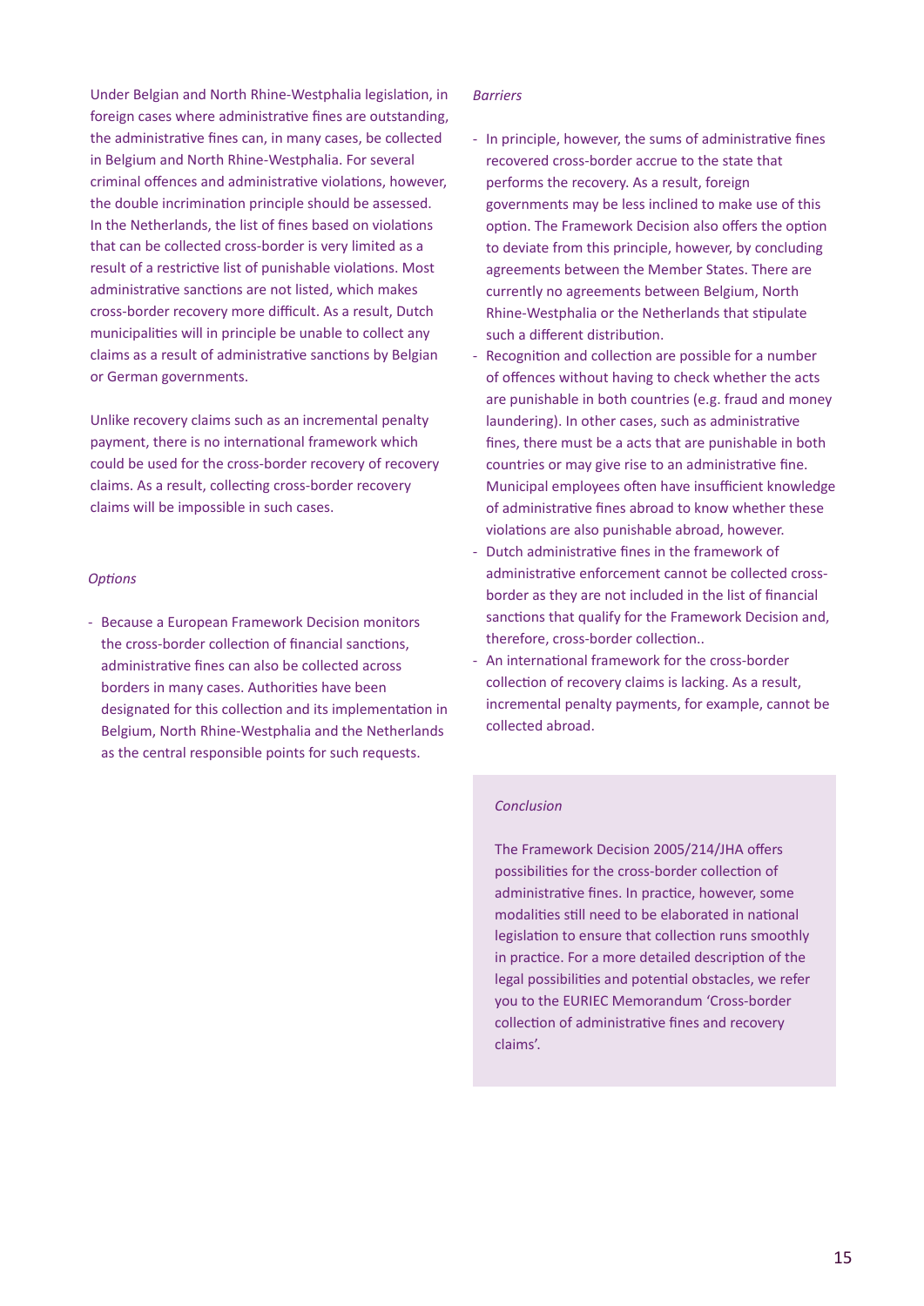Under Belgian and North Rhine-Westphalia legislation, in foreign cases where administrative fines are outstanding, the administrative fines can, in many cases, be collected in Belgium and North Rhine-Westphalia. For several criminal offences and administrative violations, however, the double incrimination principle should be assessed. In the Netherlands, the list of fines based on violations that can be collected cross-border is very limited as a result of a restrictive list of punishable violations. Most administrative sanctions are not listed, which makes cross-border recovery more difficult. As a result, Dutch municipalities will in principle be unable to collect any claims as a result of administrative sanctions by Belgian or German governments.

Unlike recovery claims such as an incremental penalty payment, there is no international framework which could be used for the cross-border recovery of recovery claims. As a result, collecting cross-border recovery claims will be impossible in such cases.

*Options*

- Because a European Framework Decision monitors the cross-border collection of financial sanctions, administrative fines can also be collected across borders in many cases. Authorities have been designated for this collection and its implementation in Belgium, North Rhine-Westphalia and the Netherlands as the central responsible points for such requests.

*Barriers*

- In principle, however, the sums of administrative fines recovered cross-border accrue to the state that performs the recovery. As a result, foreign governments may be less inclined to make use of this option. The Framework Decision also offers the option to deviate from this principle, however, by concluding agreements between the Member States. There are currently no agreements between Belgium, North Rhine-Westphalia or the Netherlands that stipulate such a different distribution.
- Recognition and collection are possible for a number of offences without having to check whether the acts are punishable in both countries (e.g. fraud and money laundering). In other cases, such as administrative fines, there must be a acts that are punishable in both countries or may give rise to an administrative fine. Municipal employees often have insufficient knowledge of administrative fines abroad to know whether these violations are also punishable abroad, however.
- Dutch administrative fines in the framework of administrative enforcement cannot be collected cross-border as they are not included in the list of financial sanctions that qualify for the Framework Decision and, therefore, cross-border collection..
- An international framework for the cross-border collection of recovery claims is lacking. As a result, incremental penalty payments, for example, cannot be collected abroad.

*Conclusion*

The Framework Decision 2005/214/JHA offers possibilities for the cross-border collection of administrative fines. In practice, however, some modalities still need to be elaborated in national legislation to ensure that collection runs smoothly in practice. For a more detailed description of the legal possibilities and potential obstacles, we refer you to the EURIEC Memorandum 'Cross-border collection of administrative fines and recovery claims'.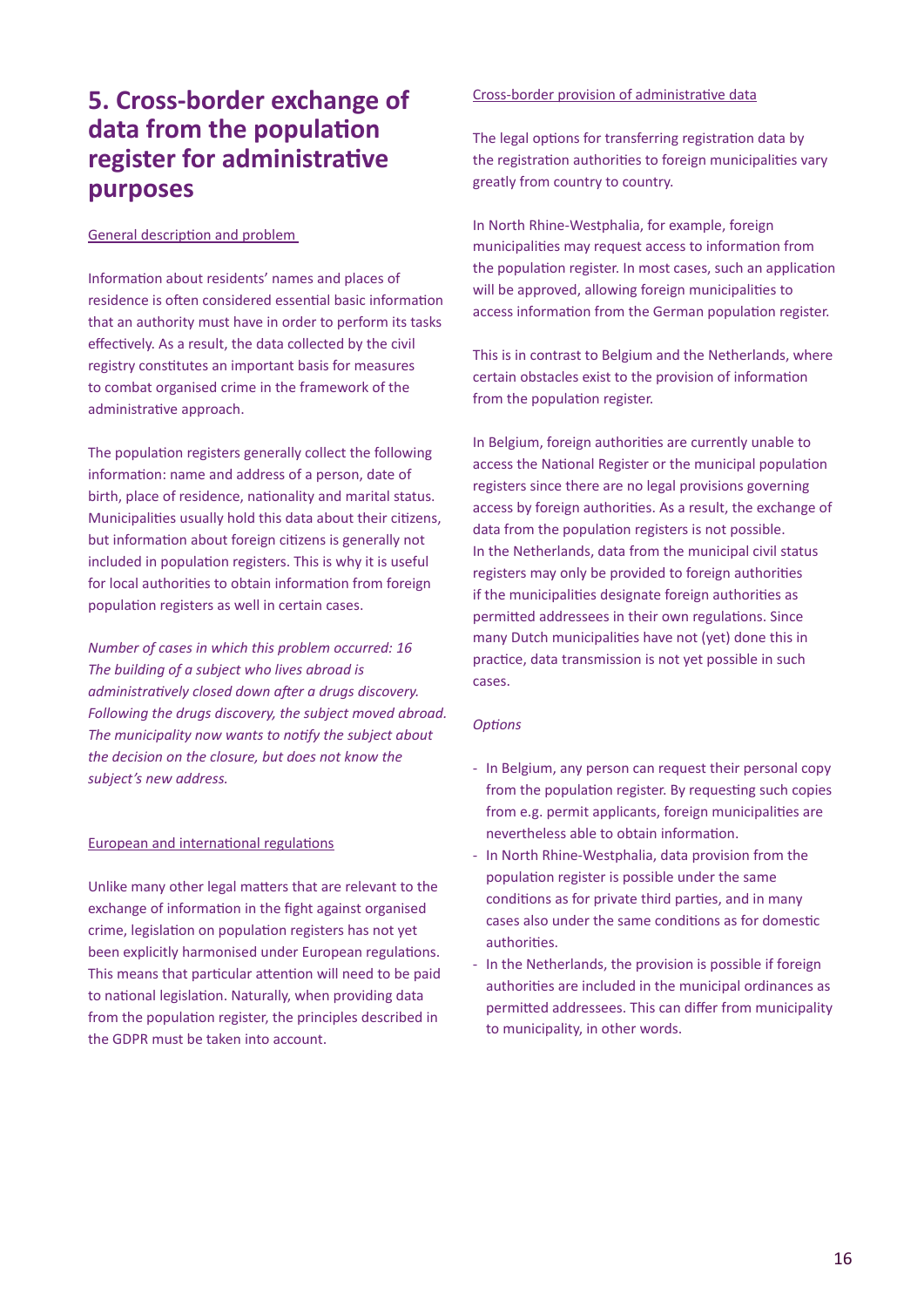# 5. Cross-border exchange of data from the population register for administrative purposes

General description and problem

Information about residents' names and places of residence is often considered essential basic information that an authority must have in order to perform its tasks effectively. As a result, the data collected by the civil registry constitutes an important basis for measures to combat organised crime in the framework of the administrative approach.

The population registers generally collect the following information: name and address of a person, date of birth, place of residence, nationality and marital status. Municipalities usually hold this data about their citizens, but information about foreign citizens is generally not included in population registers. This is why it is useful for local authorities to obtain information from foreign population registers as well in certain cases.

*Number of cases in which this problem occurred: 16*
*The building of a subject who lives abroad is administratively closed down after a drugs discovery. Following the drugs discovery, the subject moved abroad. The municipality now wants to notify the subject about the decision on the closure, but does not know the subject's new address.*

European and international regulations

Unlike many other legal matters that are relevant to the exchange of information in the fight against organised crime, legislation on population registers has not yet been explicitly harmonised under European regulations. This means that particular attention will need to be paid to national legislation. Naturally, when providing data from the population register, the principles described in the GDPR must be taken into account.

Cross-border provision of administrative data

The legal options for transferring registration data by the registration authorities to foreign municipalities vary greatly from country to country.

In North Rhine-Westphalia, for example, foreign municipalities may request access to information from the population register. In most cases, such an application will be approved, allowing foreign municipalities to access information from the German population register.

This is in contrast to Belgium and the Netherlands, where certain obstacles exist to the provision of information from the population register.

In Belgium, foreign authorities are currently unable to access the National Register or the municipal population registers since there are no legal provisions governing access by foreign authorities. As a result, the exchange of data from the population registers is not possible.
In the Netherlands, data from the municipal civil status registers may only be provided to foreign authorities if the municipalities designate foreign authorities as permitted addressees in their own regulations. Since many Dutch municipalities have not (yet) done this in practice, data transmission is not yet possible in such cases.

*Options*

- In Belgium, any person can request their personal copy from the population register. By requesting such copies from e.g. permit applicants, foreign municipalities are nevertheless able to obtain information.
- In North Rhine-Westphalia, data provision from the population register is possible under the same conditions as for private third parties, and in many cases also under the same conditions as for domestic authorities.
- In the Netherlands, the provision is possible if foreign authorities are included in the municipal ordinances as permitted addressees. This can differ from municipality to municipality, in other words.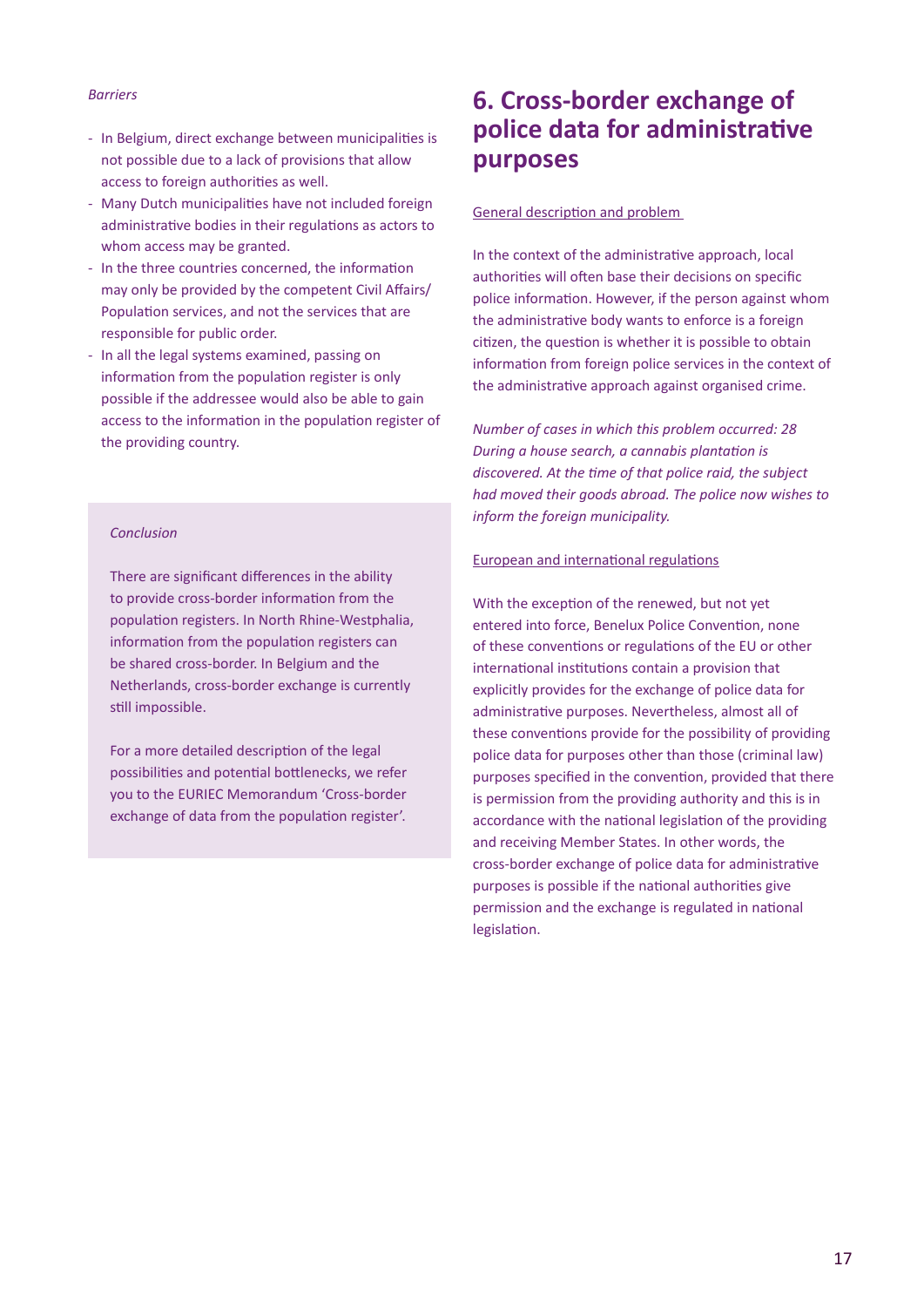*Barriers*

- In Belgium, direct exchange between municipalities is not possible due to a lack of provisions that allow access to foreign authorities as well.
- Many Dutch municipalities have not included foreign administrative bodies in their regulations as actors to whom access may be granted.
- In the three countries concerned, the information may only be provided by the competent Civil Affairs/Population services, and not the services that are responsible for public order.
- In all the legal systems examined, passing on information from the population register is only possible if the addressee would also be able to gain access to the information in the population register of the providing country.

*Conclusion*

There are significant differences in the ability to provide cross-border information from the population registers. In North Rhine-Westphalia, information from the population registers can be shared cross-border. In Belgium and the Netherlands, cross-border exchange is currently still impossible.

For a more detailed description of the legal possibilities and potential bottlenecks, we refer you to the EURIEC Memorandum 'Cross-border exchange of data from the population register'.

## 6. Cross-border exchange of police data for administrative purposes

General description and problem

In the context of the administrative approach, local authorities will often base their decisions on specific police information. However, if the person against whom the administrative body wants to enforce is a foreign citizen, the question is whether it is possible to obtain information from foreign police services in the context of the administrative approach against organised crime.

*Number of cases in which this problem occurred: 28*
*During a house search, a cannabis plantation is discovered. At the time of that police raid, the subject had moved their goods abroad. The police now wishes to inform the foreign municipality.*

European and international regulations

With the exception of the renewed, but not yet entered into force, Benelux Police Convention, none of these conventions or regulations of the EU or other international institutions contain a provision that explicitly provides for the exchange of police data for administrative purposes. Nevertheless, almost all of these conventions provide for the possibility of providing police data for purposes other than those (criminal law) purposes specified in the convention, provided that there is permission from the providing authority and this is in accordance with the national legislation of the providing and receiving Member States. In other words, the cross-border exchange of police data for administrative purposes is possible if the national authorities give permission and the exchange is regulated in national legislation.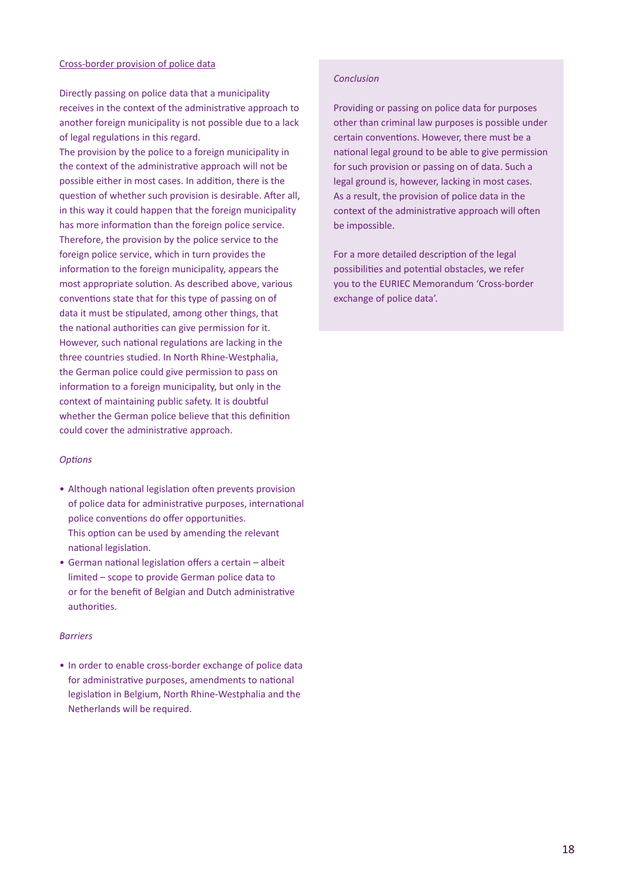Cross-border provision of police data

Directly passing on police data that a municipality receives in the context of the administrative approach to another foreign municipality is not possible due to a lack of legal regulations in this regard.
The provision by the police to a foreign municipality in the context of the administrative approach will not be possible either in most cases. In addition, there is the question of whether such provision is desirable. After all, in this way it could happen that the foreign municipality has more information than the foreign police service. Therefore, the provision by the police service to the foreign police service, which in turn provides the information to the foreign municipality, appears the most appropriate solution. As described above, various conventions state that for this type of passing on of data it must be stipulated, among other things, that the national authorities can give permission for it. However, such national regulations are lacking in the three countries studied. In North Rhine-Westphalia, the German police could give permission to pass on information to a foreign municipality, but only in the context of maintaining public safety. It is doubtful whether the German police believe that this definition could cover the administrative approach.

*Options*

- Although national legislation often prevents provision of police data for administrative purposes, international police conventions do offer opportunities.
  This option can be used by amending the relevant national legislation.
- German national legislation offers a certain – albeit limited – scope to provide German police data to or for the benefit of Belgian and Dutch administrative authorities.

*Barriers*

- In order to enable cross-border exchange of police data for administrative purposes, amendments to national legislation in Belgium, North Rhine-Westphalia and the Netherlands will be required.

*Conclusion*

Providing or passing on police data for purposes other than criminal law purposes is possible under certain conventions. However, there must be a national legal ground to be able to give permission for such provision or passing on of data. Such a legal ground is, however, lacking in most cases. As a result, the provision of police data in the context of the administrative approach will often be impossible.

For a more detailed description of the legal possibilities and potential obstacles, we refer you to the EURIEC Memorandum 'Cross-border exchange of police data'.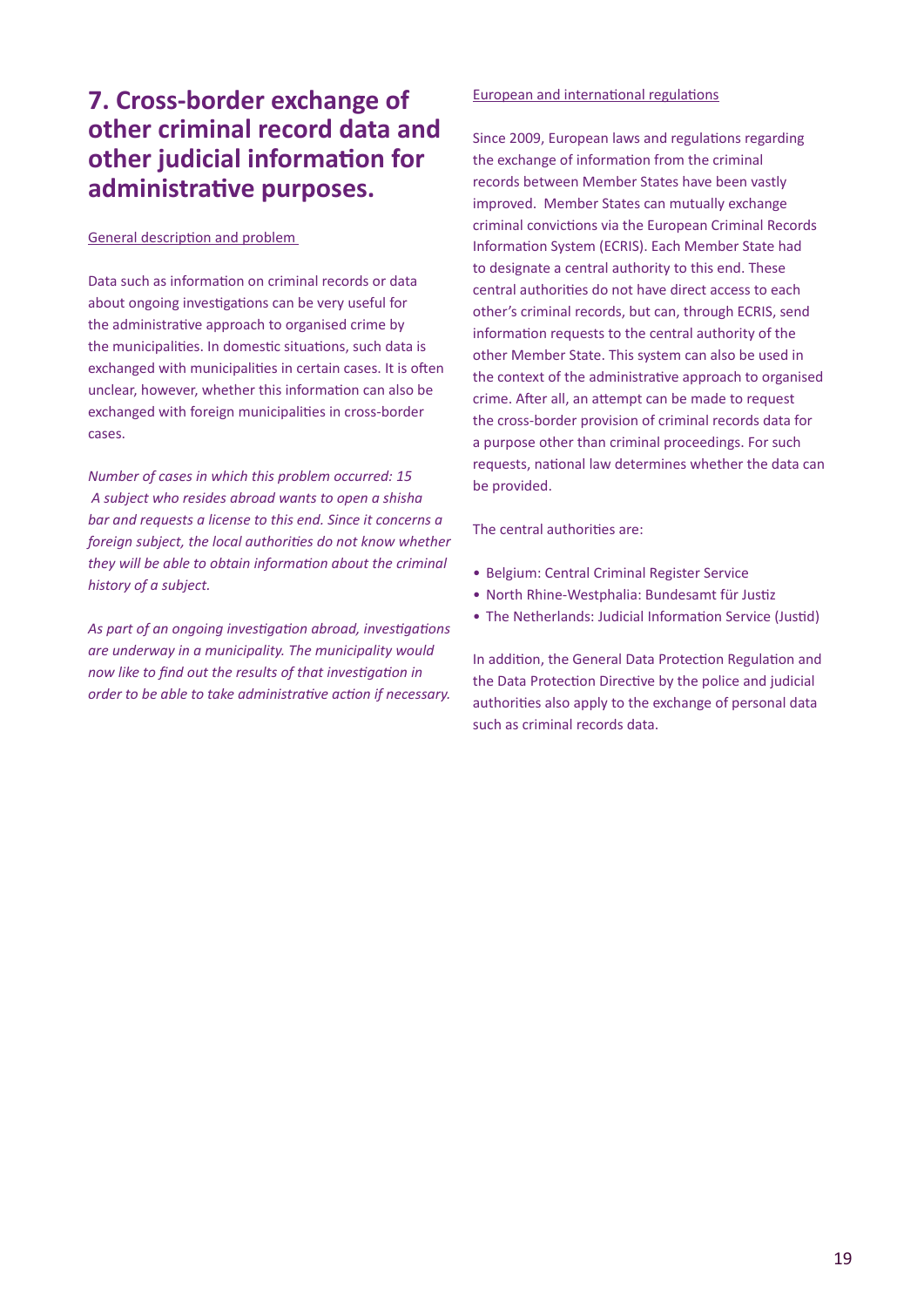# 7. Cross-border exchange of other criminal record data and other judicial information for administrative purposes.

General description and problem

Data such as information on criminal records or data about ongoing investigations can be very useful for the administrative approach to organised crime by the municipalities. In domestic situations, such data is exchanged with municipalities in certain cases. It is often unclear, however, whether this information can also be exchanged with foreign municipalities in cross-border cases.

*Number of cases in which this problem occurred: 15*
*A subject who resides abroad wants to open a shisha bar and requests a license to this end. Since it concerns a foreign subject, the local authorities do not know whether they will be able to obtain information about the criminal history of a subject.*

*As part of an ongoing investigation abroad, investigations are underway in a municipality. The municipality would now like to find out the results of that investigation in order to be able to take administrative action if necessary.*

European and international regulations

Since 2009, European laws and regulations regarding the exchange of information from the criminal records between Member States have been vastly improved. Member States can mutually exchange criminal convictions via the European Criminal Records Information System (ECRIS). Each Member State had to designate a central authority to this end. These central authorities do not have direct access to each other's criminal records, but can, through ECRIS, send information requests to the central authority of the other Member State. This system can also be used in the context of the administrative approach to organised crime. After all, an attempt can be made to request the cross-border provision of criminal records data for a purpose other than criminal proceedings. For such requests, national law determines whether the data can be provided.

The central authorities are:

- Belgium: Central Criminal Register Service
- North Rhine-Westphalia: Bundesamt für Justiz
- The Netherlands: Judicial Information Service (Justid)

In addition, the General Data Protection Regulation and the Data Protection Directive by the police and judicial authorities also apply to the exchange of personal data such as criminal records data.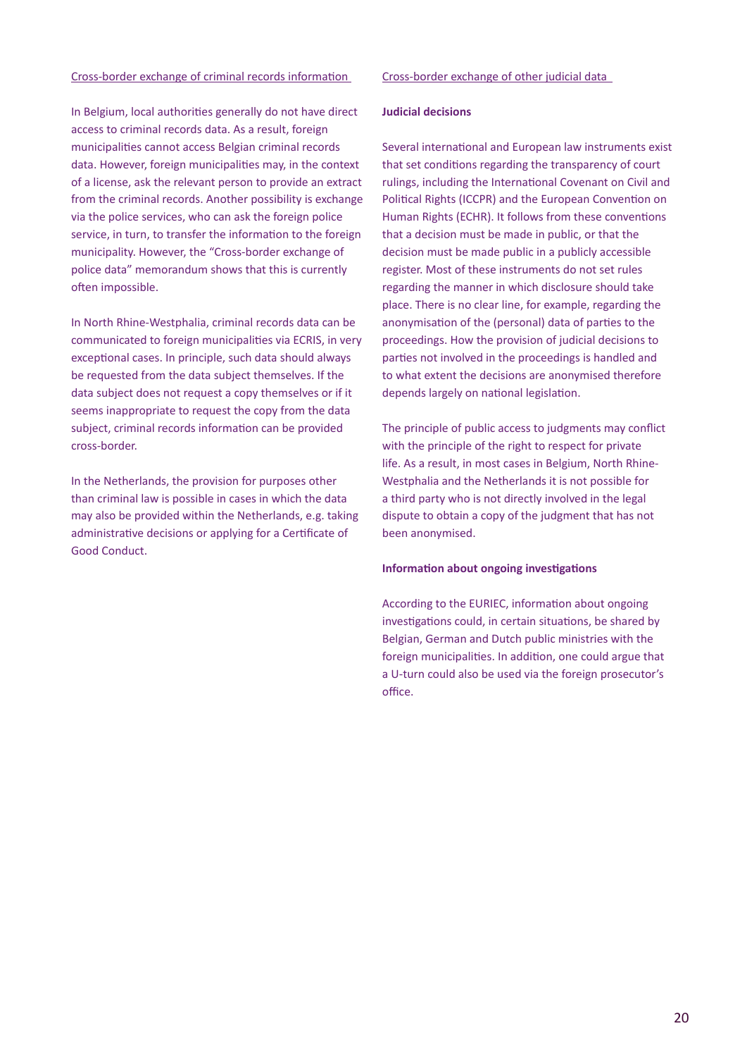## Cross-border exchange of criminal records information

In Belgium, local authorities generally do not have direct access to criminal records data. As a result, foreign municipalities cannot access Belgian criminal records data. However, foreign municipalities may, in the context of a license, ask the relevant person to provide an extract from the criminal records. Another possibility is exchange via the police services, who can ask the foreign police service, in turn, to transfer the information to the foreign municipality. However, the "Cross-border exchange of police data" memorandum shows that this is currently often impossible.

In North Rhine-Westphalia, criminal records data can be communicated to foreign municipalities via ECRIS, in very exceptional cases. In principle, such data should always be requested from the data subject themselves. If the data subject does not request a copy themselves or if it seems inappropriate to request the copy from the data subject, criminal records information can be provided cross-border.

In the Netherlands, the provision for purposes other than criminal law is possible in cases in which the data may also be provided within the Netherlands, e.g. taking administrative decisions or applying for a Certificate of Good Conduct.

## Cross-border exchange of other judicial data

### Judicial decisions

Several international and European law instruments exist that set conditions regarding the transparency of court rulings, including the International Covenant on Civil and Political Rights (ICCPR) and the European Convention on Human Rights (ECHR). It follows from these conventions that a decision must be made in public, or that the decision must be made public in a publicly accessible register. Most of these instruments do not set rules regarding the manner in which disclosure should take place. There is no clear line, for example, regarding the anonymisation of the (personal) data of parties to the proceedings. How the provision of judicial decisions to parties not involved in the proceedings is handled and to what extent the decisions are anonymised therefore depends largely on national legislation.

The principle of public access to judgments may conflict with the principle of the right to respect for private life. As a result, in most cases in Belgium, North Rhine-Westphalia and the Netherlands it is not possible for a third party who is not directly involved in the legal dispute to obtain a copy of the judgment that has not been anonymised.

### Information about ongoing investigations

According to the EURIEC, information about ongoing investigations could, in certain situations, be shared by Belgian, German and Dutch public ministries with the foreign municipalities. In addition, one could argue that a U-turn could also be used via the foreign prosecutor's office.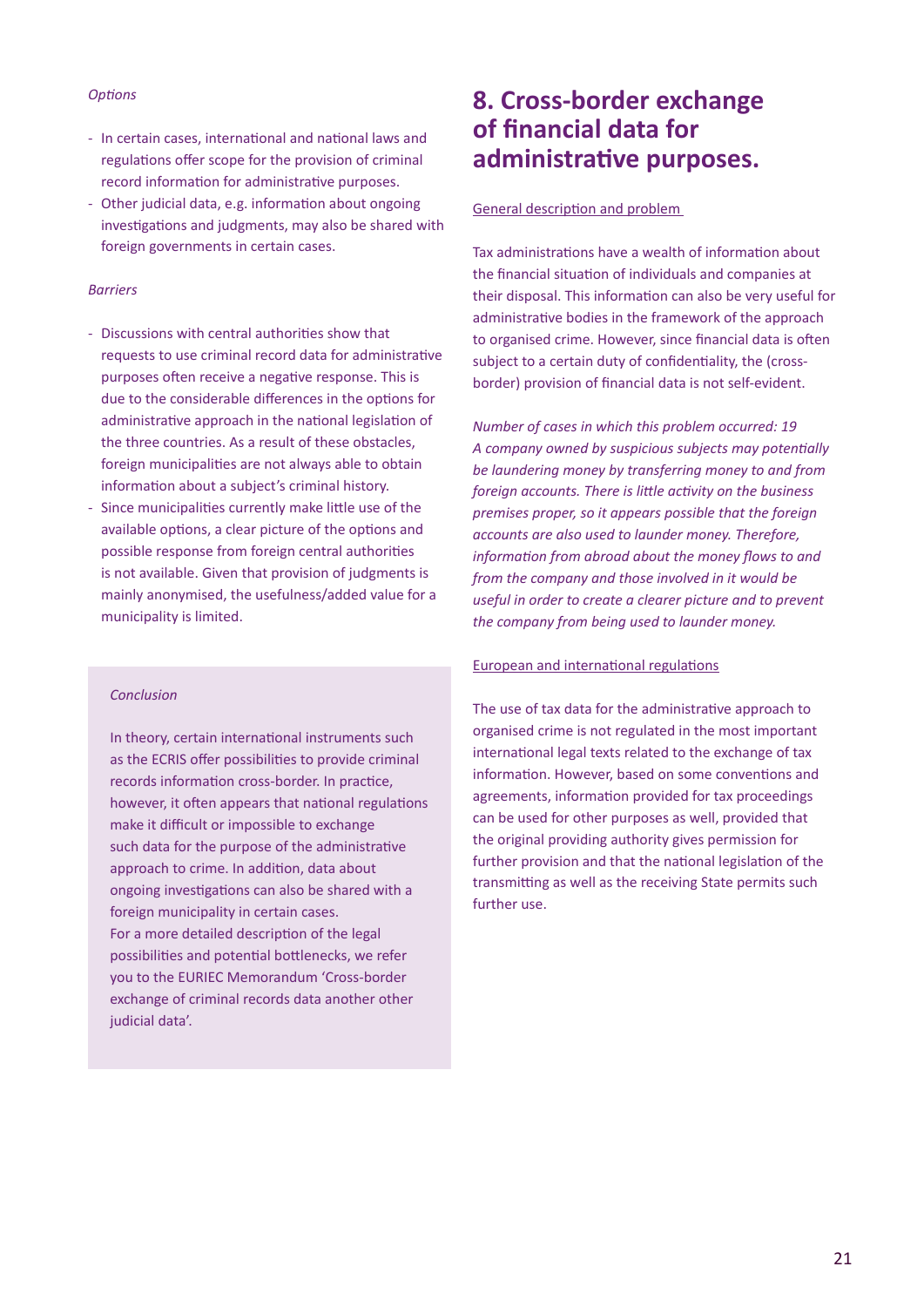*Options*

- In certain cases, international and national laws and regulations offer scope for the provision of criminal record information for administrative purposes.
- Other judicial data, e.g. information about ongoing investigations and judgments, may also be shared with foreign governments in certain cases.

*Barriers*

- Discussions with central authorities show that requests to use criminal record data for administrative purposes often receive a negative response. This is due to the considerable differences in the options for administrative approach in the national legislation of the three countries. As a result of these obstacles, foreign municipalities are not always able to obtain information about a subject's criminal history.
- Since municipalities currently make little use of the available options, a clear picture of the options and possible response from foreign central authorities is not available. Given that provision of judgments is mainly anonymised, the usefulness/added value for a municipality is limited.

*Conclusion*

In theory, certain international instruments such as the ECRIS offer possibilities to provide criminal records information cross-border. In practice, however, it often appears that national regulations make it difficult or impossible to exchange such data for the purpose of the administrative approach to crime. In addition, data about ongoing investigations can also be shared with a foreign municipality in certain cases.
For a more detailed description of the legal possibilities and potential bottlenecks, we refer you to the EURIEC Memorandum 'Cross-border exchange of criminal records data another other judicial data'.

# 8. Cross-border exchange of financial data for administrative purposes.

General description and problem

Tax administrations have a wealth of information about the financial situation of individuals and companies at their disposal. This information can also be very useful for administrative bodies in the framework of the approach to organised crime. However, since financial data is often subject to a certain duty of confidentiality, the (cross-border) provision of financial data is not self-evident.

*Number of cases in which this problem occurred: 19*
*A company owned by suspicious subjects may potentially be laundering money by transferring money to and from foreign accounts. There is little activity on the business premises proper, so it appears possible that the foreign accounts are also used to launder money. Therefore, information from abroad about the money flows to and from the company and those involved in it would be useful in order to create a clearer picture and to prevent the company from being used to launder money.*

European and international regulations

The use of tax data for the administrative approach to organised crime is not regulated in the most important international legal texts related to the exchange of tax information. However, based on some conventions and agreements, information provided for tax proceedings can be used for other purposes as well, provided that the original providing authority gives permission for further provision and that the national legislation of the transmitting as well as the receiving State permits such further use.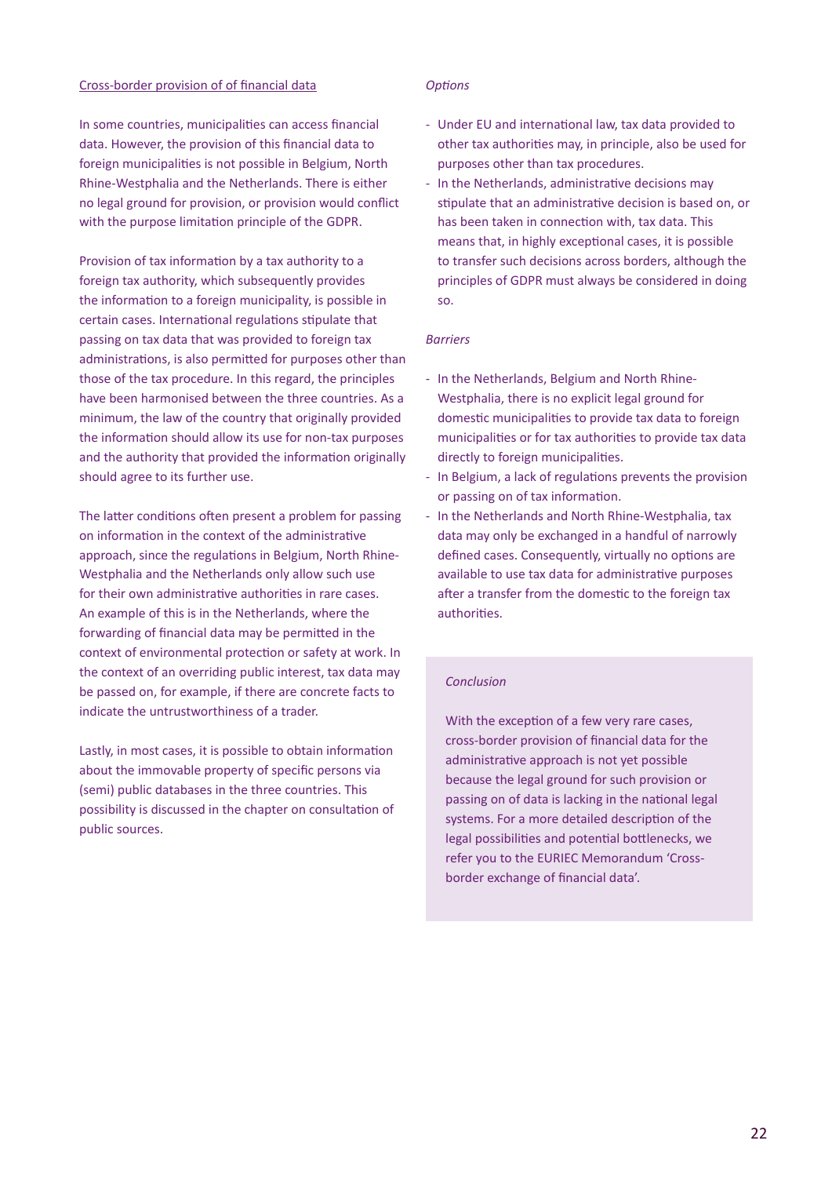Cross-border provision of of financial data

In some countries, municipalities can access financial data. However, the provision of this financial data to foreign municipalities is not possible in Belgium, North Rhine-Westphalia and the Netherlands. There is either no legal ground for provision, or provision would conflict with the purpose limitation principle of the GDPR.

Provision of tax information by a tax authority to a foreign tax authority, which subsequently provides the information to a foreign municipality, is possible in certain cases. International regulations stipulate that passing on tax data that was provided to foreign tax administrations, is also permitted for purposes other than those of the tax procedure. In this regard, the principles have been harmonised between the three countries. As a minimum, the law of the country that originally provided the information should allow its use for non-tax purposes and the authority that provided the information originally should agree to its further use.

The latter conditions often present a problem for passing on information in the context of the administrative approach, since the regulations in Belgium, North Rhine-Westphalia and the Netherlands only allow such use for their own administrative authorities in rare cases. An example of this is in the Netherlands, where the forwarding of financial data may be permitted in the context of environmental protection or safety at work. In the context of an overriding public interest, tax data may be passed on, for example, if there are concrete facts to indicate the untrustworthiness of a trader.

Lastly, in most cases, it is possible to obtain information about the immovable property of specific persons via (semi) public databases in the three countries. This possibility is discussed in the chapter on consultation of public sources.

*Options*

- Under EU and international law, tax data provided to other tax authorities may, in principle, also be used for purposes other than tax procedures.
- In the Netherlands, administrative decisions may stipulate that an administrative decision is based on, or has been taken in connection with, tax data. This means that, in highly exceptional cases, it is possible to transfer such decisions across borders, although the principles of GDPR must always be considered in doing so.

*Barriers*

- In the Netherlands, Belgium and North Rhine-Westphalia, there is no explicit legal ground for domestic municipalities to provide tax data to foreign municipalities or for tax authorities to provide tax data directly to foreign municipalities.
- In Belgium, a lack of regulations prevents the provision or passing on of tax information.
- In the Netherlands and North Rhine-Westphalia, tax data may only be exchanged in a handful of narrowly defined cases. Consequently, virtually no options are available to use tax data for administrative purposes after a transfer from the domestic to the foreign tax authorities.

*Conclusion*

With the exception of a few very rare cases, cross-border provision of financial data for the administrative approach is not yet possible because the legal ground for such provision or passing on of data is lacking in the national legal systems. For a more detailed description of the legal possibilities and potential bottlenecks, we refer you to the EURIEC Memorandum 'Cross-border exchange of financial data'.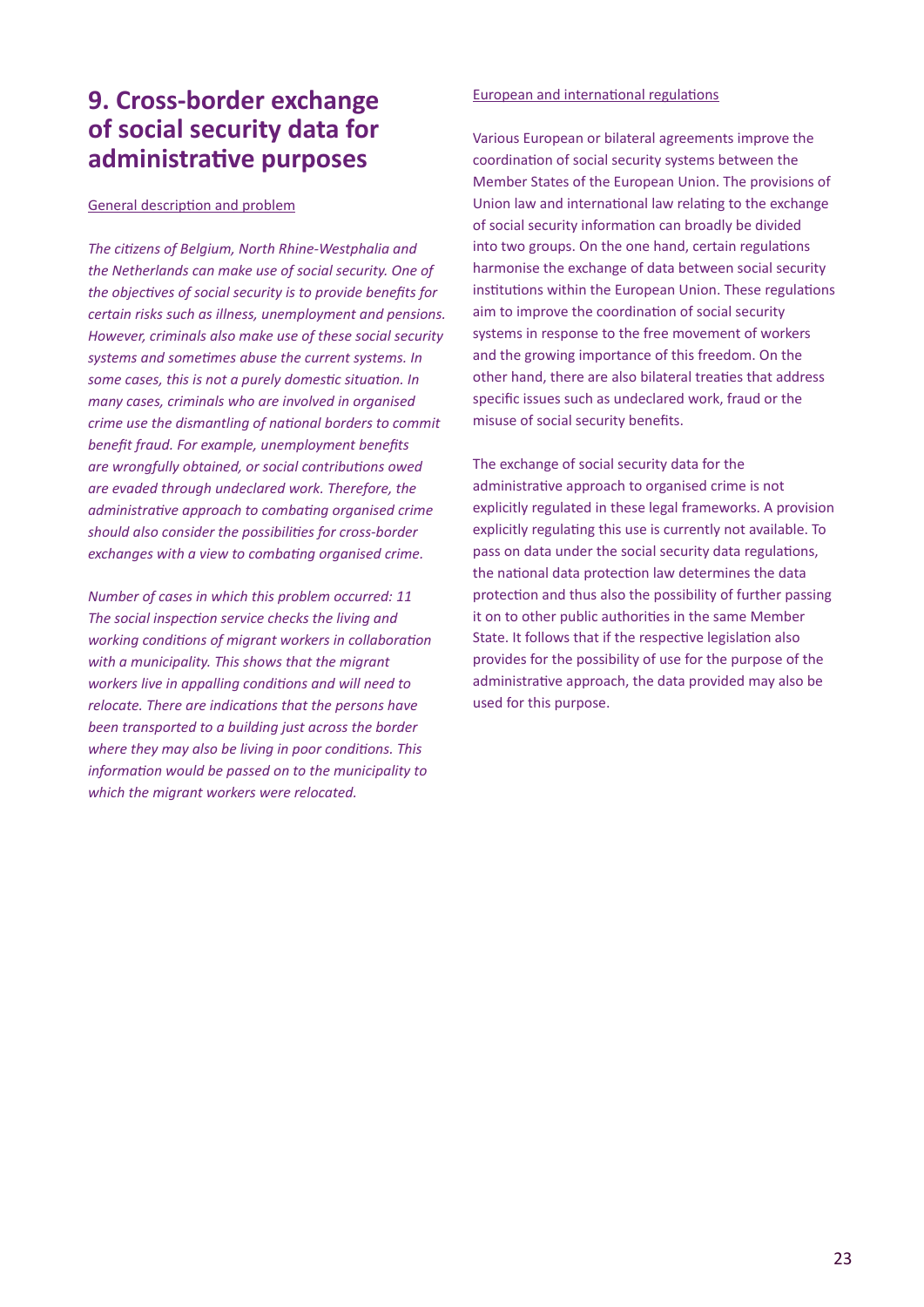# 9. Cross-border exchange of social security data for administrative purposes

General description and problem

*The citizens of Belgium, North Rhine-Westphalia and the Netherlands can make use of social security. One of the objectives of social security is to provide benefits for certain risks such as illness, unemployment and pensions. However, criminals also make use of these social security systems and sometimes abuse the current systems. In some cases, this is not a purely domestic situation. In many cases, criminals who are involved in organised crime use the dismantling of national borders to commit benefit fraud. For example, unemployment benefits are wrongfully obtained, or social contributions owed are evaded through undeclared work. Therefore, the administrative approach to combating organised crime should also consider the possibilities for cross-border exchanges with a view to combating organised crime.*

*Number of cases in which this problem occurred: 11*
*The social inspection service checks the living and working conditions of migrant workers in collaboration with a municipality. This shows that the migrant workers live in appalling conditions and will need to relocate. There are indications that the persons have been transported to a building just across the border where they may also be living in poor conditions. This information would be passed on to the municipality to which the migrant workers were relocated.*

European and international regulations

Various European or bilateral agreements improve the coordination of social security systems between the Member States of the European Union. The provisions of Union law and international law relating to the exchange of social security information can broadly be divided into two groups. On the one hand, certain regulations harmonise the exchange of data between social security institutions within the European Union. These regulations aim to improve the coordination of social security systems in response to the free movement of workers and the growing importance of this freedom. On the other hand, there are also bilateral treaties that address specific issues such as undeclared work, fraud or the misuse of social security benefits.

The exchange of social security data for the administrative approach to organised crime is not explicitly regulated in these legal frameworks. A provision explicitly regulating this use is currently not available. To pass on data under the social security data regulations, the national data protection law determines the data protection and thus also the possibility of further passing it on to other public authorities in the same Member State. It follows that if the respective legislation also provides for the possibility of use for the purpose of the administrative approach, the data provided may also be used for this purpose.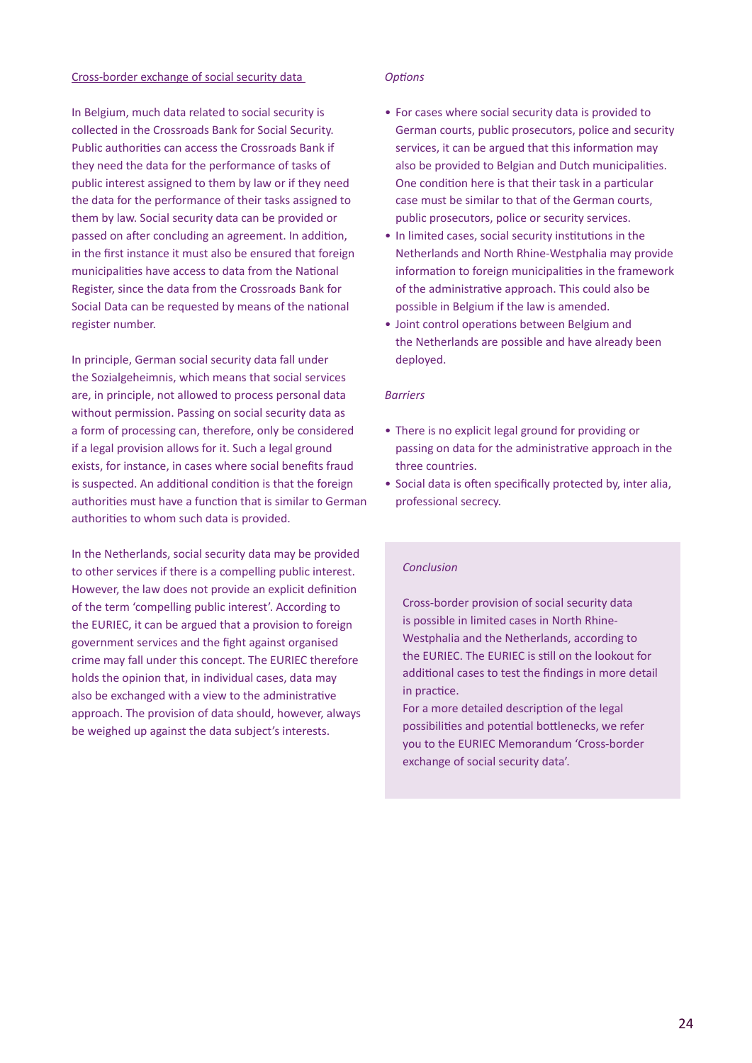## Cross-border exchange of social security data

In Belgium, much data related to social security is collected in the Crossroads Bank for Social Security. Public authorities can access the Crossroads Bank if they need the data for the performance of tasks of public interest assigned to them by law or if they need the data for the performance of their tasks assigned to them by law. Social security data can be provided or passed on after concluding an agreement. In addition, in the first instance it must also be ensured that foreign municipalities have access to data from the National Register, since the data from the Crossroads Bank for Social Data can be requested by means of the national register number.

In principle, German social security data fall under the Sozialgeheimnis, which means that social services are, in principle, not allowed to process personal data without permission. Passing on social security data as a form of processing can, therefore, only be considered if a legal provision allows for it. Such a legal ground exists, for instance, in cases where social benefits fraud is suspected. An additional condition is that the foreign authorities must have a function that is similar to German authorities to whom such data is provided.

In the Netherlands, social security data may be provided to other services if there is a compelling public interest. However, the law does not provide an explicit definition of the term 'compelling public interest'. According to the EURIEC, it can be argued that a provision to foreign government services and the fight against organised crime may fall under this concept. The EURIEC therefore holds the opinion that, in individual cases, data may also be exchanged with a view to the administrative approach. The provision of data should, however, always be weighed up against the data subject's interests.

*Options*

- For cases where social security data is provided to German courts, public prosecutors, police and security services, it can be argued that this information may also be provided to Belgian and Dutch municipalities. One condition here is that their task in a particular case must be similar to that of the German courts, public prosecutors, police or security services.
- In limited cases, social security institutions in the Netherlands and North Rhine-Westphalia may provide information to foreign municipalities in the framework of the administrative approach. This could also be possible in Belgium if the law is amended.
- Joint control operations between Belgium and the Netherlands are possible and have already been deployed.

*Barriers*

- There is no explicit legal ground for providing or passing on data for the administrative approach in the three countries.
- Social data is often specifically protected by, inter alia, professional secrecy.

*Conclusion*

Cross-border provision of social security data is possible in limited cases in North Rhine-Westphalia and the Netherlands, according to the EURIEC. The EURIEC is still on the lookout for additional cases to test the findings in more detail in practice.
For a more detailed description of the legal possibilities and potential bottlenecks, we refer you to the EURIEC Memorandum 'Cross-border exchange of social security data'.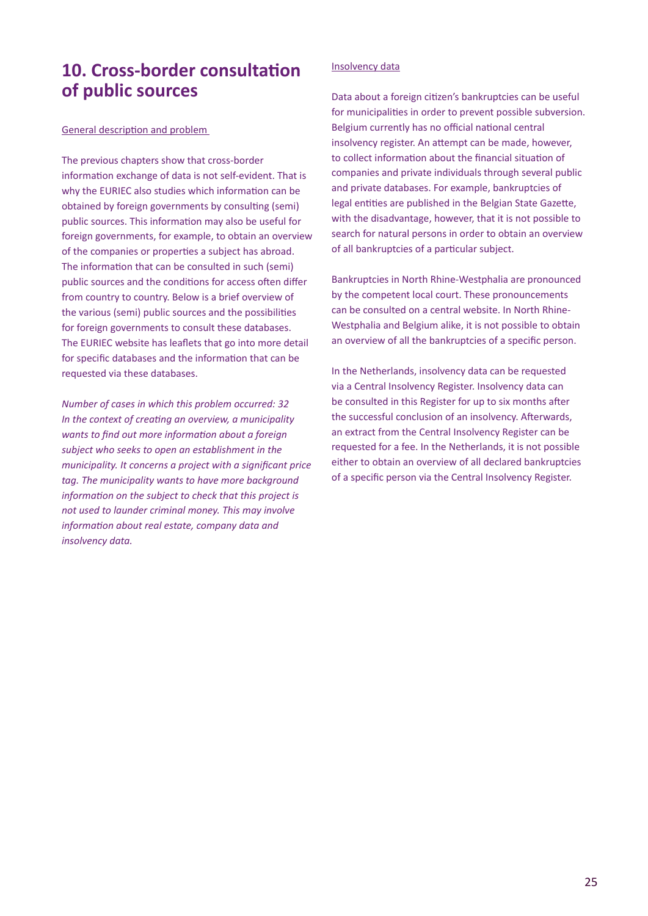# 10. Cross-border consultation of public sources

General description and problem

The previous chapters show that cross-border information exchange of data is not self-evident. That is why the EURIEC also studies which information can be obtained by foreign governments by consulting (semi) public sources. This information may also be useful for foreign governments, for example, to obtain an overview of the companies or properties a subject has abroad. The information that can be consulted in such (semi) public sources and the conditions for access often differ from country to country. Below is a brief overview of the various (semi) public sources and the possibilities for foreign governments to consult these databases. The EURIEC website has leaflets that go into more detail for specific databases and the information that can be requested via these databases.

*Number of cases in which this problem occurred: 32*
*In the context of creating an overview, a municipality wants to find out more information about a foreign subject who seeks to open an establishment in the municipality. It concerns a project with a significant price tag. The municipality wants to have more background information on the subject to check that this project is not used to launder criminal money. This may involve information about real estate, company data and insolvency data.*

Insolvency data

Data about a foreign citizen's bankruptcies can be useful for municipalities in order to prevent possible subversion. Belgium currently has no official national central insolvency register. An attempt can be made, however, to collect information about the financial situation of companies and private individuals through several public and private databases. For example, bankruptcies of legal entities are published in the Belgian State Gazette, with the disadvantage, however, that it is not possible to search for natural persons in order to obtain an overview of all bankruptcies of a particular subject.

Bankruptcies in North Rhine-Westphalia are pronounced by the competent local court. These pronouncements can be consulted on a central website. In North Rhine-Westphalia and Belgium alike, it is not possible to obtain an overview of all the bankruptcies of a specific person.

In the Netherlands, insolvency data can be requested via a Central Insolvency Register. Insolvency data can be consulted in this Register for up to six months after the successful conclusion of an insolvency. Afterwards, an extract from the Central Insolvency Register can be requested for a fee. In the Netherlands, it is not possible either to obtain an overview of all declared bankruptcies of a specific person via the Central Insolvency Register.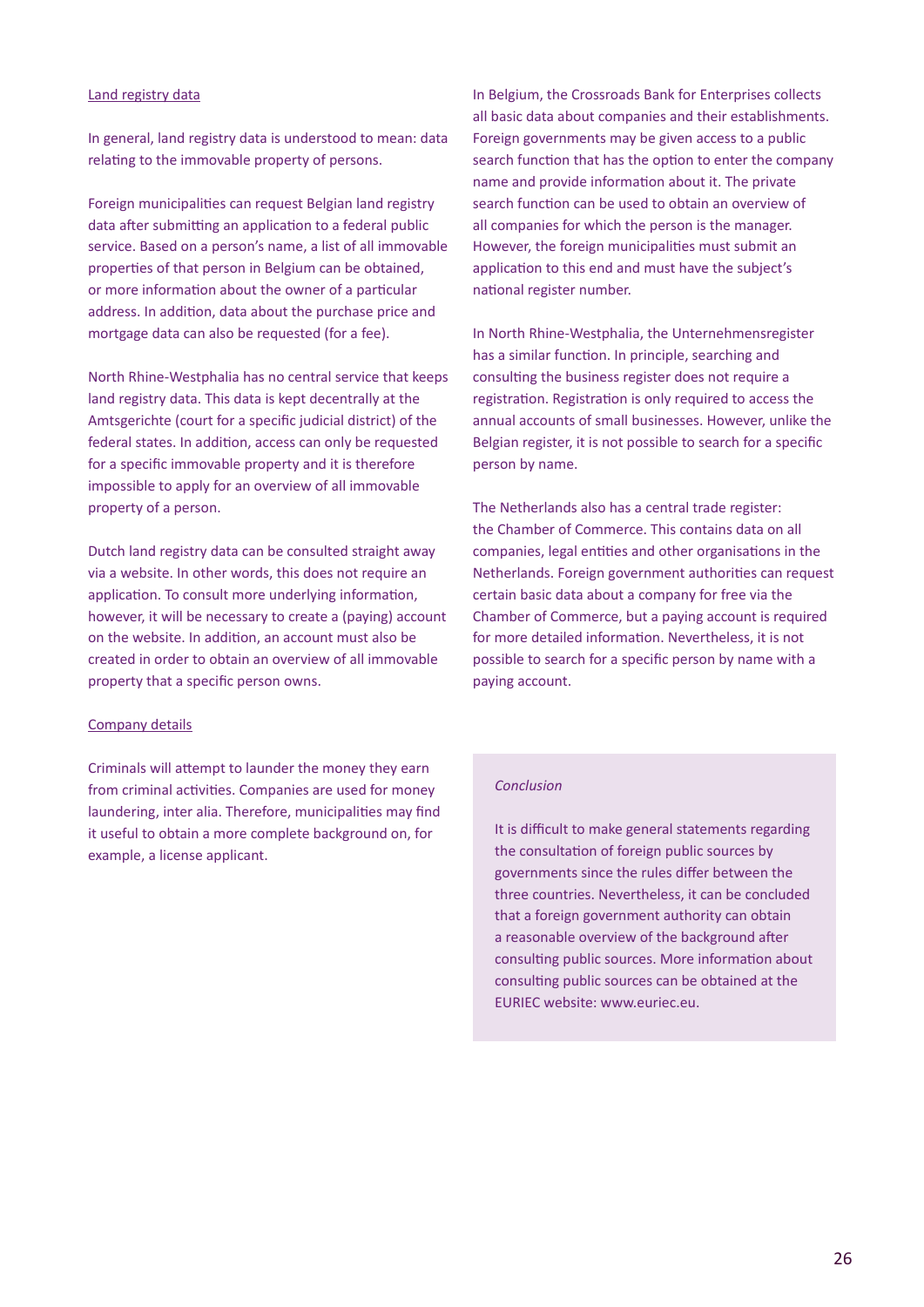Land registry data

In general, land registry data is understood to mean: data relating to the immovable property of persons.

Foreign municipalities can request Belgian land registry data after submitting an application to a federal public service. Based on a person's name, a list of all immovable properties of that person in Belgium can be obtained, or more information about the owner of a particular address. In addition, data about the purchase price and mortgage data can also be requested (for a fee).

North Rhine-Westphalia has no central service that keeps land registry data. This data is kept decentrally at the Amtsgerichte (court for a specific judicial district) of the federal states. In addition, access can only be requested for a specific immovable property and it is therefore impossible to apply for an overview of all immovable property of a person.

Dutch land registry data can be consulted straight away via a website. In other words, this does not require an application. To consult more underlying information, however, it will be necessary to create a (paying) account on the website. In addition, an account must also be created in order to obtain an overview of all immovable property that a specific person owns.

Company details

Criminals will attempt to launder the money they earn from criminal activities. Companies are used for money laundering, inter alia. Therefore, municipalities may find it useful to obtain a more complete background on, for example, a license applicant.

In Belgium, the Crossroads Bank for Enterprises collects all basic data about companies and their establishments. Foreign governments may be given access to a public search function that has the option to enter the company name and provide information about it. The private search function can be used to obtain an overview of all companies for which the person is the manager. However, the foreign municipalities must submit an application to this end and must have the subject's national register number.

In North Rhine-Westphalia, the Unternehmensregister has a similar function. In principle, searching and consulting the business register does not require a registration. Registration is only required to access the annual accounts of small businesses. However, unlike the Belgian register, it is not possible to search for a specific person by name.

The Netherlands also has a central trade register: the Chamber of Commerce. This contains data on all companies, legal entities and other organisations in the Netherlands. Foreign government authorities can request certain basic data about a company for free via the Chamber of Commerce, but a paying account is required for more detailed information. Nevertheless, it is not possible to search for a specific person by name with a paying account.

*Conclusion*

It is difficult to make general statements regarding the consultation of foreign public sources by governments since the rules differ between the three countries. Nevertheless, it can be concluded that a foreign government authority can obtain a reasonable overview of the background after consulting public sources. More information about consulting public sources can be obtained at the EURIEC website: www.euriec.eu.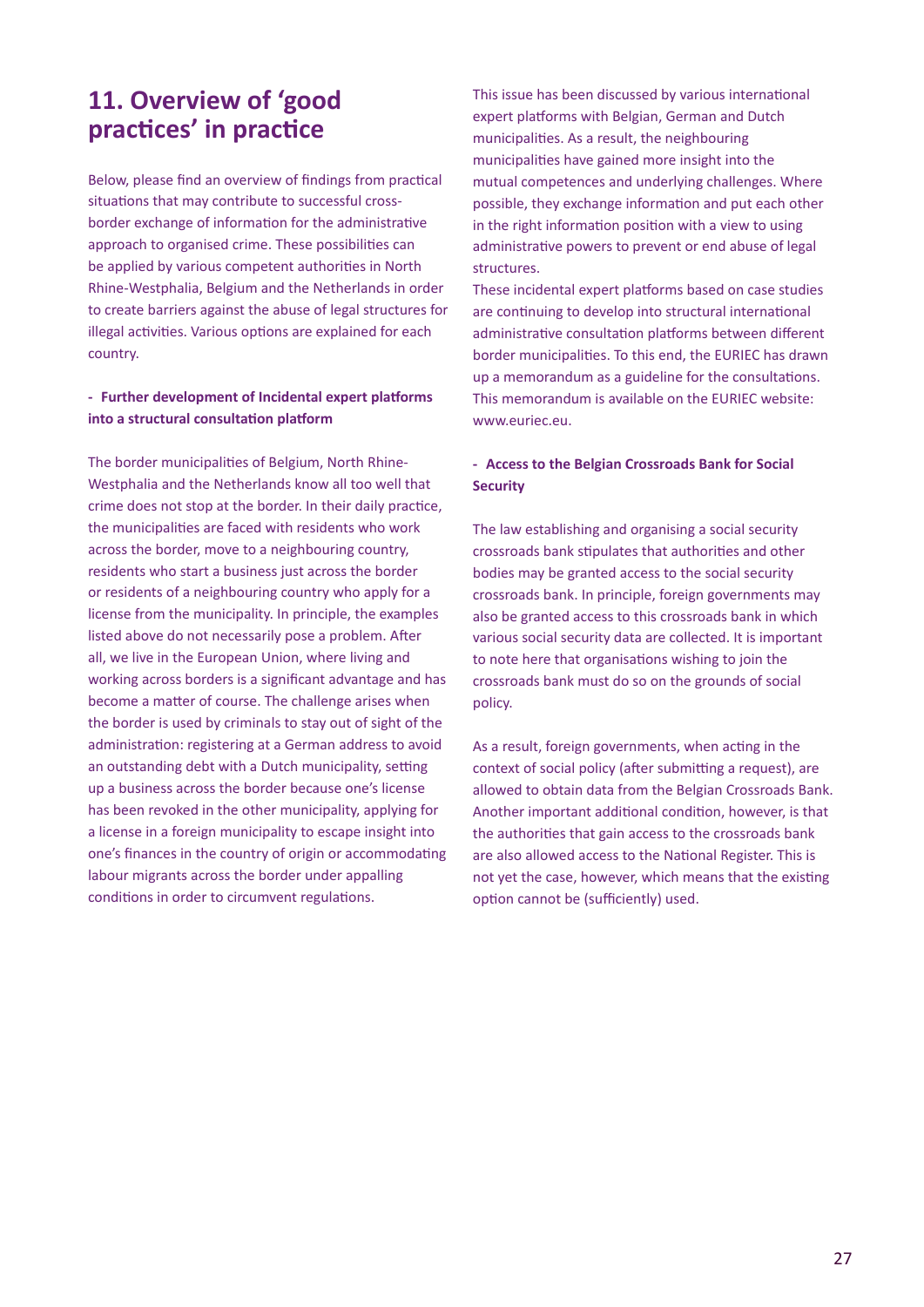# 11. Overview of 'good practices' in practice

Below, please find an overview of findings from practical situations that may contribute to successful cross-border exchange of information for the administrative approach to organised crime. These possibilities can be applied by various competent authorities in North Rhine-Westphalia, Belgium and the Netherlands in order to create barriers against the abuse of legal structures for illegal activities. Various options are explained for each country.

**- Further development of Incidental expert platforms into a structural consultation platform**

The border municipalities of Belgium, North Rhine-Westphalia and the Netherlands know all too well that crime does not stop at the border. In their daily practice, the municipalities are faced with residents who work across the border, move to a neighbouring country, residents who start a business just across the border or residents of a neighbouring country who apply for a license from the municipality. In principle, the examples listed above do not necessarily pose a problem. After all, we live in the European Union, where living and working across borders is a significant advantage and has become a matter of course. The challenge arises when the border is used by criminals to stay out of sight of the administration: registering at a German address to avoid an outstanding debt with a Dutch municipality, setting up a business across the border because one's license has been revoked in the other municipality, applying for a license in a foreign municipality to escape insight into one's finances in the country of origin or accommodating labour migrants across the border under appalling conditions in order to circumvent regulations.

This issue has been discussed by various international expert platforms with Belgian, German and Dutch municipalities. As a result, the neighbouring municipalities have gained more insight into the mutual competences and underlying challenges. Where possible, they exchange information and put each other in the right information position with a view to using administrative powers to prevent or end abuse of legal structures.
These incidental expert platforms based on case studies are continuing to develop into structural international administrative consultation platforms between different border municipalities. To this end, the EURIEC has drawn up a memorandum as a guideline for the consultations. This memorandum is available on the EURIEC website: www.euriec.eu.

**- Access to the Belgian Crossroads Bank for Social Security**

The law establishing and organising a social security crossroads bank stipulates that authorities and other bodies may be granted access to the social security crossroads bank. In principle, foreign governments may also be granted access to this crossroads bank in which various social security data are collected. It is important to note here that organisations wishing to join the crossroads bank must do so on the grounds of social policy.

As a result, foreign governments, when acting in the context of social policy (after submitting a request), are allowed to obtain data from the Belgian Crossroads Bank. Another important additional condition, however, is that the authorities that gain access to the crossroads bank are also allowed access to the National Register. This is not yet the case, however, which means that the existing option cannot be (sufficiently) used.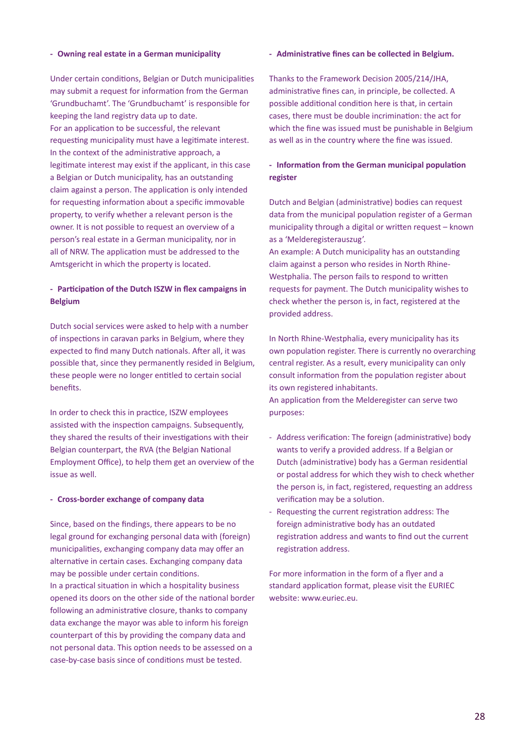#### - Owning real estate in a German municipality

Under certain conditions, Belgian or Dutch municipalities may submit a request for information from the German 'Grundbuchamt'. The 'Grundbuchamt' is responsible for keeping the land registry data up to date.
For an application to be successful, the relevant requesting municipality must have a legitimate interest. In the context of the administrative approach, a legitimate interest may exist if the applicant, in this case a Belgian or Dutch municipality, has an outstanding claim against a person. The application is only intended for requesting information about a specific immovable property, to verify whether a relevant person is the owner. It is not possible to request an overview of a person's real estate in a German municipality, nor in all of NRW. The application must be addressed to the Amtsgericht in which the property is located.

#### - Participation of the Dutch ISZW in flex campaigns in Belgium

Dutch social services were asked to help with a number of inspections in caravan parks in Belgium, where they expected to find many Dutch nationals. After all, it was possible that, since they permanently resided in Belgium, these people were no longer entitled to certain social benefits.

In order to check this in practice, ISZW employees assisted with the inspection campaigns. Subsequently, they shared the results of their investigations with their Belgian counterpart, the RVA (the Belgian National Employment Office), to help them get an overview of the issue as well.

#### - Cross-border exchange of company data

Since, based on the findings, there appears to be no legal ground for exchanging personal data with (foreign) municipalities, exchanging company data may offer an alternative in certain cases. Exchanging company data may be possible under certain conditions.
In a practical situation in which a hospitality business opened its doors on the other side of the national border following an administrative closure, thanks to company data exchange the mayor was able to inform his foreign counterpart of this by providing the company data and not personal data. This option needs to be assessed on a case-by-case basis since of conditions must be tested.

#### - Administrative fines can be collected in Belgium.

Thanks to the Framework Decision 2005/214/JHA, administrative fines can, in principle, be collected. A possible additional condition here is that, in certain cases, there must be double incrimination: the act for which the fine was issued must be punishable in Belgium as well as in the country where the fine was issued.

#### - Information from the German municipal population register

Dutch and Belgian (administrative) bodies can request data from the municipal population register of a German municipality through a digital or written request – known as a 'Melderegisterauszug'.
An example: A Dutch municipality has an outstanding claim against a person who resides in North Rhine-Westphalia. The person fails to respond to written requests for payment. The Dutch municipality wishes to check whether the person is, in fact, registered at the provided address.

In North Rhine-Westphalia, every municipality has its own population register. There is currently no overarching central register. As a result, every municipality can only consult information from the population register about its own registered inhabitants.
An application from the Melderegister can serve two purposes:

- Address verification: The foreign (administrative) body wants to verify a provided address. If a Belgian or Dutch (administrative) body has a German residential or postal address for which they wish to check whether the person is, in fact, registered, requesting an address verification may be a solution.
- Requesting the current registration address: The foreign administrative body has an outdated registration address and wants to find out the current registration address.

For more information in the form of a flyer and a standard application format, please visit the EURIEC website: www.euriec.eu.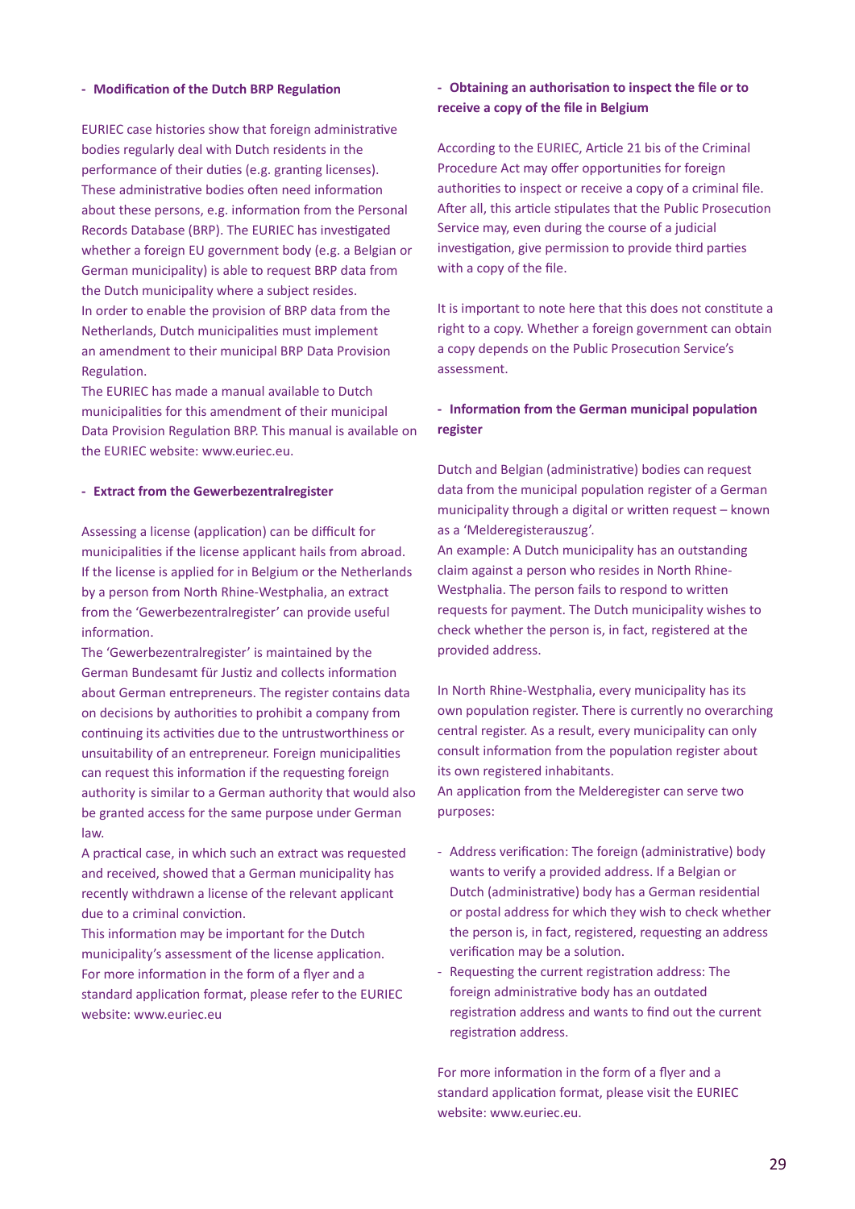### - Modification of the Dutch BRP Regulation

EURIEC case histories show that foreign administrative bodies regularly deal with Dutch residents in the performance of their duties (e.g. granting licenses). These administrative bodies often need information about these persons, e.g. information from the Personal Records Database (BRP). The EURIEC has investigated whether a foreign EU government body (e.g. a Belgian or German municipality) is able to request BRP data from the Dutch municipality where a subject resides.
In order to enable the provision of BRP data from the Netherlands, Dutch municipalities must implement an amendment to their municipal BRP Data Provision Regulation.
The EURIEC has made a manual available to Dutch municipalities for this amendment of their municipal Data Provision Regulation BRP. This manual is available on the EURIEC website: www.euriec.eu.

### - Extract from the Gewerbezentralregister

Assessing a license (application) can be difficult for municipalities if the license applicant hails from abroad. If the license is applied for in Belgium or the Netherlands by a person from North Rhine-Westphalia, an extract from the 'Gewerbezentralregister' can provide useful information.
The 'Gewerbezentralregister' is maintained by the German Bundesamt für Justiz and collects information about German entrepreneurs. The register contains data on decisions by authorities to prohibit a company from continuing its activities due to the untrustworthiness or unsuitability of an entrepreneur. Foreign municipalities can request this information if the requesting foreign authority is similar to a German authority that would also be granted access for the same purpose under German law.
A practical case, in which such an extract was requested and received, showed that a German municipality has recently withdrawn a license of the relevant applicant due to a criminal conviction.
This information may be important for the Dutch municipality's assessment of the license application.
For more information in the form of a flyer and a standard application format, please refer to the EURIEC website: www.euriec.eu

### - Obtaining an authorisation to inspect the file or to receive a copy of the file in Belgium

According to the EURIEC, Article 21 bis of the Criminal Procedure Act may offer opportunities for foreign authorities to inspect or receive a copy of a criminal file. After all, this article stipulates that the Public Prosecution Service may, even during the course of a judicial investigation, give permission to provide third parties with a copy of the file.

It is important to note here that this does not constitute a right to a copy. Whether a foreign government can obtain a copy depends on the Public Prosecution Service's assessment.

### - Information from the German municipal population register

Dutch and Belgian (administrative) bodies can request data from the municipal population register of a German municipality through a digital or written request – known as a 'Melderegisterauszug'.
An example: A Dutch municipality has an outstanding claim against a person who resides in North Rhine-Westphalia. The person fails to respond to written requests for payment. The Dutch municipality wishes to check whether the person is, in fact, registered at the provided address.

In North Rhine-Westphalia, every municipality has its own population register. There is currently no overarching central register. As a result, every municipality can only consult information from the population register about its own registered inhabitants.
An application from the Melderegister can serve two purposes:

- Address verification: The foreign (administrative) body wants to verify a provided address. If a Belgian or Dutch (administrative) body has a German residential or postal address for which they wish to check whether the person is, in fact, registered, requesting an address verification may be a solution.
- Requesting the current registration address: The foreign administrative body has an outdated registration address and wants to find out the current registration address.

For more information in the form of a flyer and a standard application format, please visit the EURIEC website: www.euriec.eu.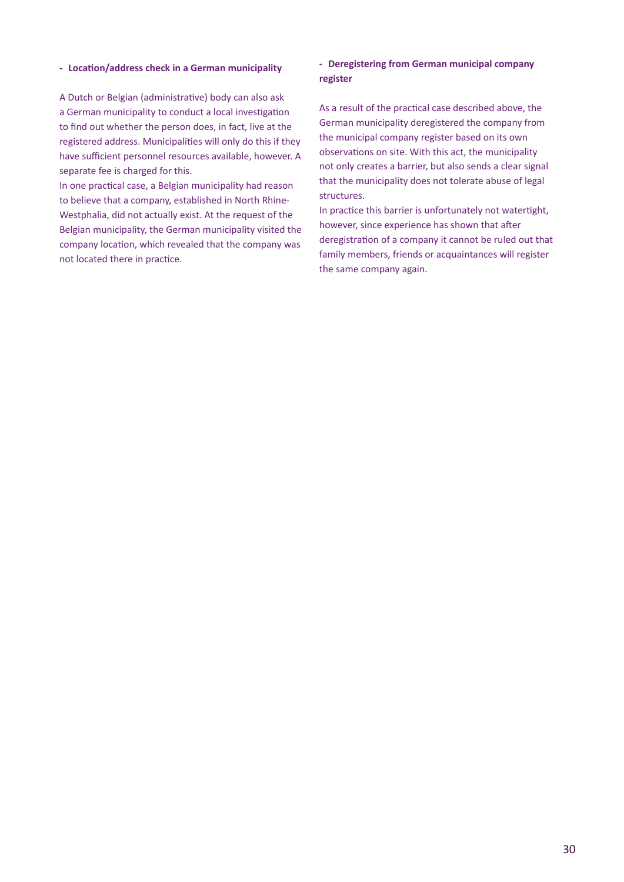**- Location/address check in a German municipality**

A Dutch or Belgian (administrative) body can also ask a German municipality to conduct a local investigation to find out whether the person does, in fact, live at the registered address. Municipalities will only do this if they have sufficient personnel resources available, however. A separate fee is charged for this.

In one practical case, a Belgian municipality had reason to believe that a company, established in North Rhine-Westphalia, did not actually exist. At the request of the Belgian municipality, the German municipality visited the company location, which revealed that the company was not located there in practice.

**- Deregistering from German municipal company register**

As a result of the practical case described above, the German municipality deregistered the company from the municipal company register based on its own observations on site. With this act, the municipality not only creates a barrier, but also sends a clear signal that the municipality does not tolerate abuse of legal structures.

In practice this barrier is unfortunately not watertight, however, since experience has shown that after deregistration of a company it cannot be ruled out that family members, friends or acquaintances will register the same company again.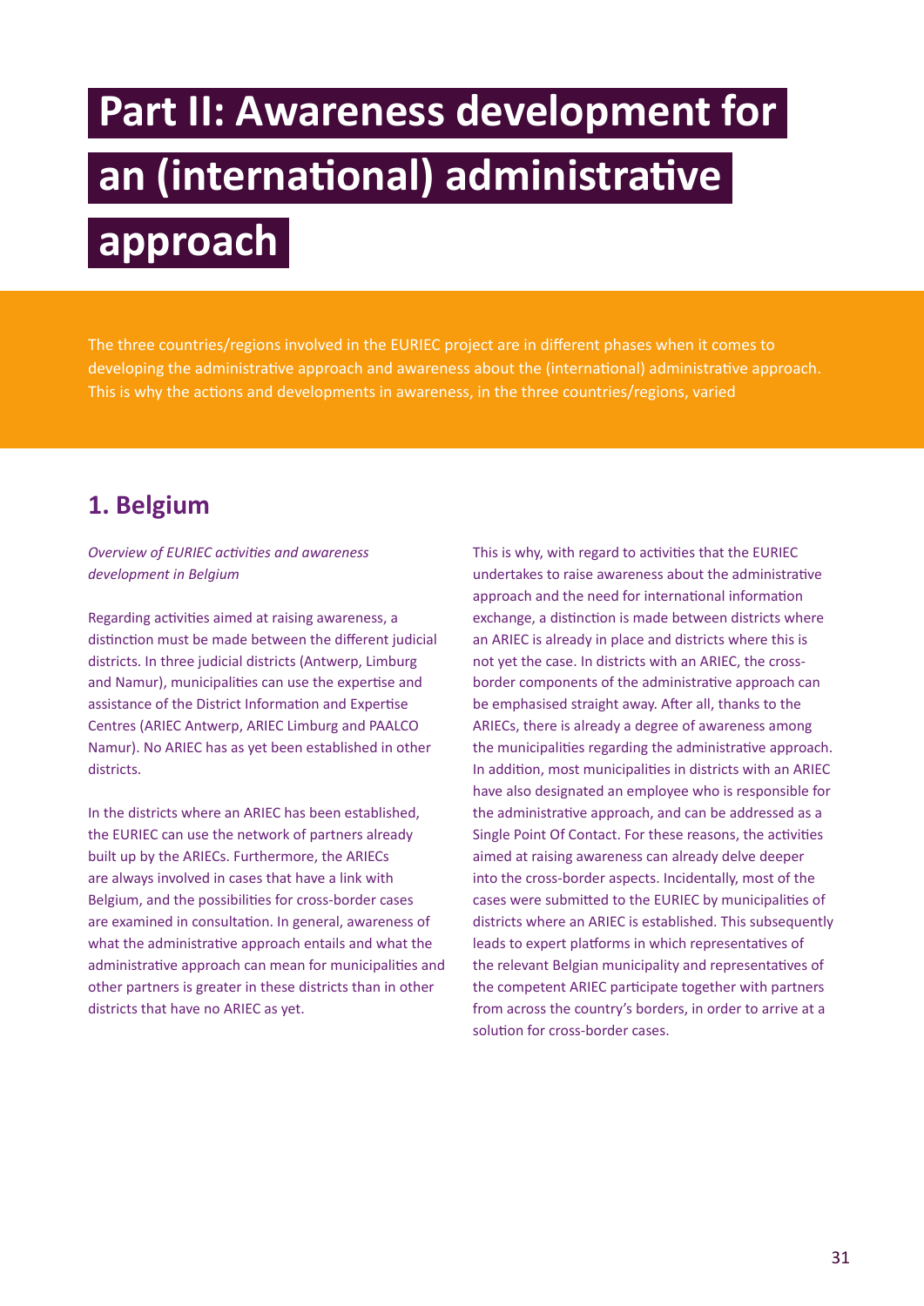# Part II: Awareness development for an (international) administrative approach

The three countries/regions involved in the EURIEC project are in different phases when it comes to developing the administrative approach and awareness about the (international) administrative approach. This is why the actions and developments in awareness, in the three countries/regions, varied

## 1. Belgium

*Overview of EURIEC activities and awareness development in Belgium*

Regarding activities aimed at raising awareness, a distinction must be made between the different judicial districts. In three judicial districts (Antwerp, Limburg and Namur), municipalities can use the expertise and assistance of the District Information and Expertise Centres (ARIEC Antwerp, ARIEC Limburg and PAALCO Namur). No ARIEC has as yet been established in other districts.

In the districts where an ARIEC has been established, the EURIEC can use the network of partners already built up by the ARIECs. Furthermore, the ARIECs are always involved in cases that have a link with Belgium, and the possibilities for cross-border cases are examined in consultation. In general, awareness of what the administrative approach entails and what the administrative approach can mean for municipalities and other partners is greater in these districts than in other districts that have no ARIEC as yet.

This is why, with regard to activities that the EURIEC undertakes to raise awareness about the administrative approach and the need for international information exchange, a distinction is made between districts where an ARIEC is already in place and districts where this is not yet the case. In districts with an ARIEC, the cross-border components of the administrative approach can be emphasised straight away. After all, thanks to the ARIECs, there is already a degree of awareness among the municipalities regarding the administrative approach. In addition, most municipalities in districts with an ARIEC have also designated an employee who is responsible for the administrative approach, and can be addressed as a Single Point Of Contact. For these reasons, the activities aimed at raising awareness can already delve deeper into the cross-border aspects. Incidentally, most of the cases were submitted to the EURIEC by municipalities of districts where an ARIEC is established. This subsequently leads to expert platforms in which representatives of the relevant Belgian municipality and representatives of the competent ARIEC participate together with partners from across the country's borders, in order to arrive at a solution for cross-border cases.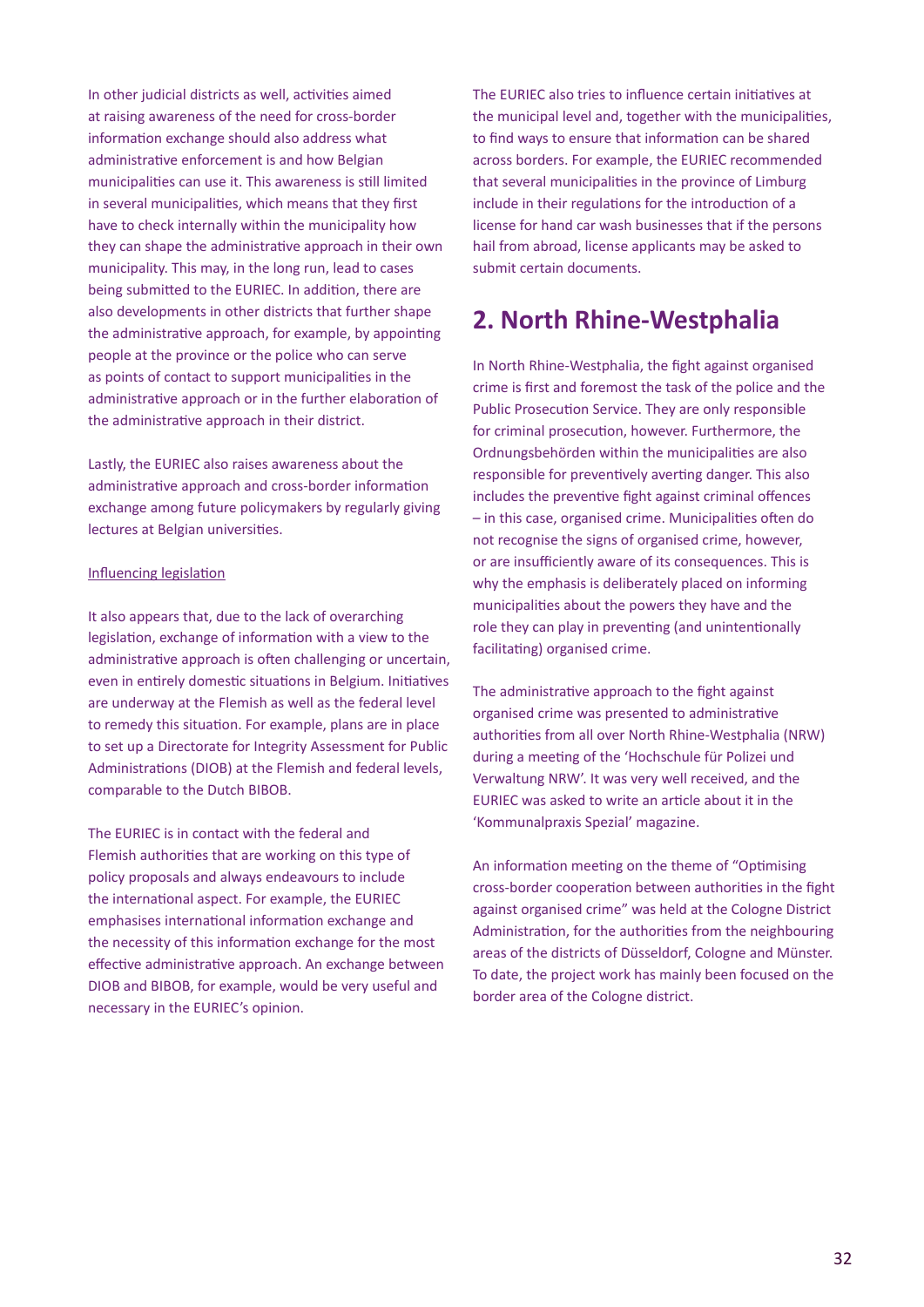In other judicial districts as well, activities aimed at raising awareness of the need for cross-border information exchange should also address what administrative enforcement is and how Belgian municipalities can use it. This awareness is still limited in several municipalities, which means that they first have to check internally within the municipality how they can shape the administrative approach in their own municipality. This may, in the long run, lead to cases being submitted to the EURIEC. In addition, there are also developments in other districts that further shape the administrative approach, for example, by appointing people at the province or the police who can serve as points of contact to support municipalities in the administrative approach or in the further elaboration of the administrative approach in their district.

Lastly, the EURIEC also raises awareness about the administrative approach and cross-border information exchange among future policymakers by regularly giving lectures at Belgian universities.

<u>Influencing legislation</u>

It also appears that, due to the lack of overarching legislation, exchange of information with a view to the administrative approach is often challenging or uncertain, even in entirely domestic situations in Belgium. Initiatives are underway at the Flemish as well as the federal level to remedy this situation. For example, plans are in place to set up a Directorate for Integrity Assessment for Public Administrations (DIOB) at the Flemish and federal levels, comparable to the Dutch BIBOB.

The EURIEC is in contact with the federal and Flemish authorities that are working on this type of policy proposals and always endeavours to include the international aspect. For example, the EURIEC emphasises international information exchange and the necessity of this information exchange for the most effective administrative approach. An exchange between DIOB and BIBOB, for example, would be very useful and necessary in the EURIEC's opinion.

The EURIEC also tries to influence certain initiatives at the municipal level and, together with the municipalities, to find ways to ensure that information can be shared across borders. For example, the EURIEC recommended that several municipalities in the province of Limburg include in their regulations for the introduction of a license for hand car wash businesses that if the persons hail from abroad, license applicants may be asked to submit certain documents.

## 2. North Rhine-Westphalia

In North Rhine-Westphalia, the fight against organised crime is first and foremost the task of the police and the Public Prosecution Service. They are only responsible for criminal prosecution, however. Furthermore, the Ordnungsbehörden within the municipalities are also responsible for preventively averting danger. This also includes the preventive fight against criminal offences – in this case, organised crime. Municipalities often do not recognise the signs of organised crime, however, or are insufficiently aware of its consequences. This is why the emphasis is deliberately placed on informing municipalities about the powers they have and the role they can play in preventing (and unintentionally facilitating) organised crime.

The administrative approach to the fight against organised crime was presented to administrative authorities from all over North Rhine-Westphalia (NRW) during a meeting of the 'Hochschule für Polizei und Verwaltung NRW'. It was very well received, and the EURIEC was asked to write an article about it in the 'Kommunalpraxis Spezial' magazine.

An information meeting on the theme of "Optimising cross-border cooperation between authorities in the fight against organised crime" was held at the Cologne District Administration, for the authorities from the neighbouring areas of the districts of Düsseldorf, Cologne and Münster. To date, the project work has mainly been focused on the border area of the Cologne district.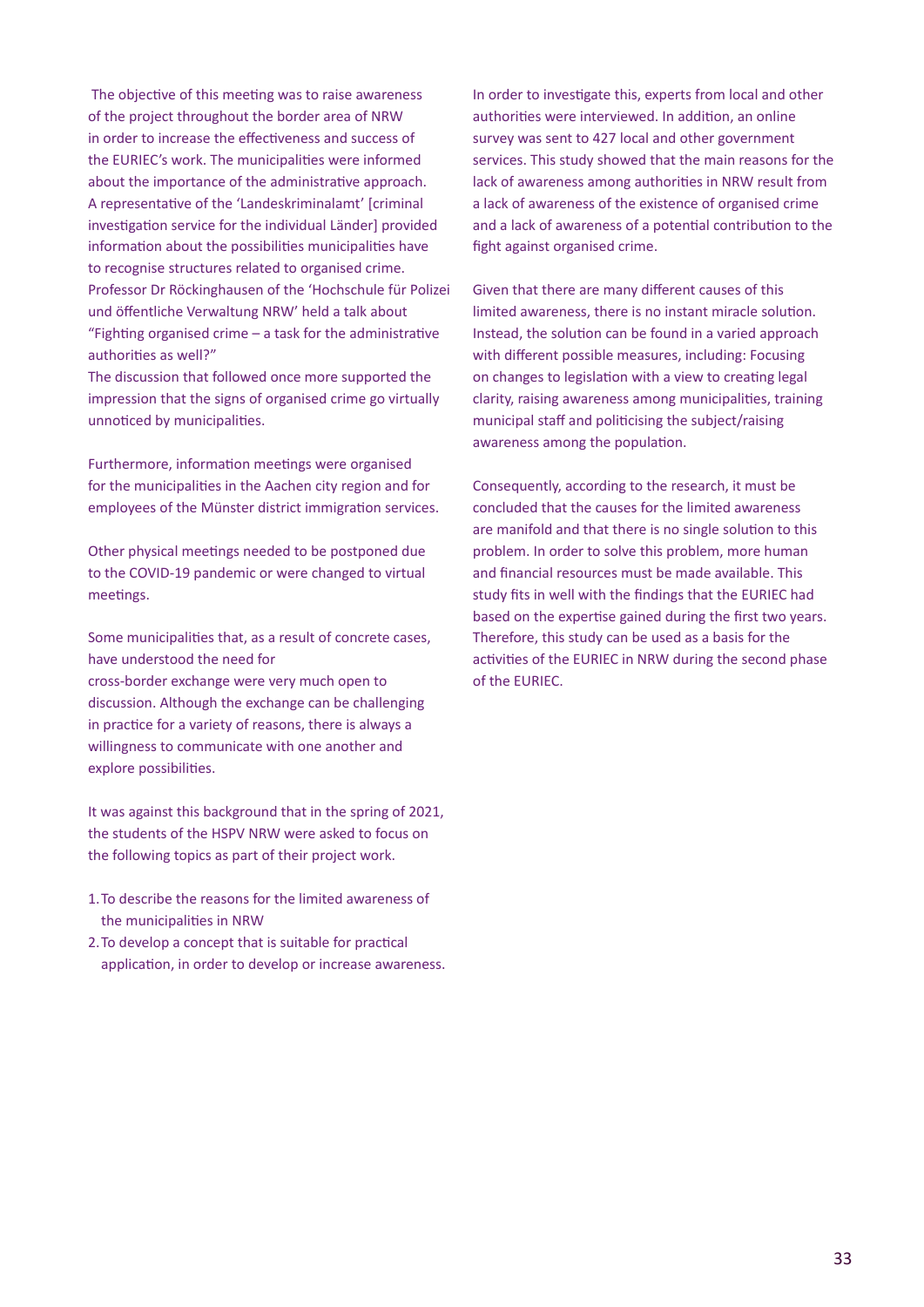The objective of this meeting was to raise awareness of the project throughout the border area of NRW in order to increase the effectiveness and success of the EURIEC's work. The municipalities were informed about the importance of the administrative approach. A representative of the 'Landeskriminalamt' [criminal investigation service for the individual Länder] provided information about the possibilities municipalities have to recognise structures related to organised crime. Professor Dr Röckinghausen of the 'Hochschule für Polizei und öffentliche Verwaltung NRW' held a talk about "Fighting organised crime – a task for the administrative authorities as well?"
The discussion that followed once more supported the impression that the signs of organised crime go virtually unnoticed by municipalities.

Furthermore, information meetings were organised for the municipalities in the Aachen city region and for employees of the Münster district immigration services.

Other physical meetings needed to be postponed due to the COVID-19 pandemic or were changed to virtual meetings.

Some municipalities that, as a result of concrete cases, have understood the need for cross-border exchange were very much open to discussion. Although the exchange can be challenging in practice for a variety of reasons, there is always a willingness to communicate with one another and explore possibilities.

It was against this background that in the spring of 2021, the students of the HSPV NRW were asked to focus on the following topics as part of their project work.

1. To describe the reasons for the limited awareness of the municipalities in NRW
2. To develop a concept that is suitable for practical application, in order to develop or increase awareness.

In order to investigate this, experts from local and other authorities were interviewed. In addition, an online survey was sent to 427 local and other government services. This study showed that the main reasons for the lack of awareness among authorities in NRW result from a lack of awareness of the existence of organised crime and a lack of awareness of a potential contribution to the fight against organised crime.

Given that there are many different causes of this limited awareness, there is no instant miracle solution. Instead, the solution can be found in a varied approach with different possible measures, including: Focusing on changes to legislation with a view to creating legal clarity, raising awareness among municipalities, training municipal staff and politicising the subject/raising awareness among the population.

Consequently, according to the research, it must be concluded that the causes for the limited awareness are manifold and that there is no single solution to this problem. In order to solve this problem, more human and financial resources must be made available. This study fits in well with the findings that the EURIEC had based on the expertise gained during the first two years. Therefore, this study can be used as a basis for the activities of the EURIEC in NRW during the second phase of the EURIEC.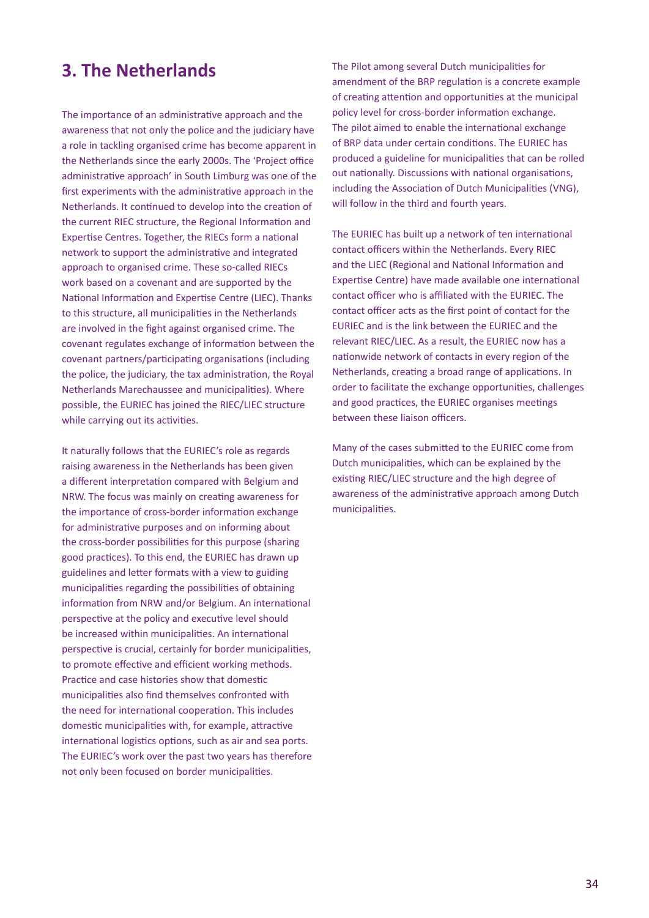# 3. The Netherlands

The importance of an administrative approach and the awareness that not only the police and the judiciary have a role in tackling organised crime has become apparent in the Netherlands since the early 2000s. The 'Project office administrative approach' in South Limburg was one of the first experiments with the administrative approach in the Netherlands. It continued to develop into the creation of the current RIEC structure, the Regional Information and Expertise Centres. Together, the RIECs form a national network to support the administrative and integrated approach to organised crime. These so-called RIECs work based on a covenant and are supported by the National Information and Expertise Centre (LIEC). Thanks to this structure, all municipalities in the Netherlands are involved in the fight against organised crime. The covenant regulates exchange of information between the covenant partners/participating organisations (including the police, the judiciary, the tax administration, the Royal Netherlands Marechaussee and municipalities). Where possible, the EURIEC has joined the RIEC/LIEC structure while carrying out its activities.

It naturally follows that the EURIEC's role as regards raising awareness in the Netherlands has been given a different interpretation compared with Belgium and NRW. The focus was mainly on creating awareness for the importance of cross-border information exchange for administrative purposes and on informing about the cross-border possibilities for this purpose (sharing good practices). To this end, the EURIEC has drawn up guidelines and letter formats with a view to guiding municipalities regarding the possibilities of obtaining information from NRW and/or Belgium. An international perspective at the policy and executive level should be increased within municipalities. An international perspective is crucial, certainly for border municipalities, to promote effective and efficient working methods. Practice and case histories show that domestic municipalities also find themselves confronted with the need for international cooperation. This includes domestic municipalities with, for example, attractive international logistics options, such as air and sea ports. The EURIEC's work over the past two years has therefore not only been focused on border municipalities.

The Pilot among several Dutch municipalities for amendment of the BRP regulation is a concrete example of creating attention and opportunities at the municipal policy level for cross-border information exchange. The pilot aimed to enable the international exchange of BRP data under certain conditions. The EURIEC has produced a guideline for municipalities that can be rolled out nationally. Discussions with national organisations, including the Association of Dutch Municipalities (VNG), will follow in the third and fourth years.

The EURIEC has built up a network of ten international contact officers within the Netherlands. Every RIEC and the LIEC (Regional and National Information and Expertise Centre) have made available one international contact officer who is affiliated with the EURIEC. The contact officer acts as the first point of contact for the EURIEC and is the link between the EURIEC and the relevant RIEC/LIEC. As a result, the EURIEC now has a nationwide network of contacts in every region of the Netherlands, creating a broad range of applications. In order to facilitate the exchange opportunities, challenges and good practices, the EURIEC organises meetings between these liaison officers.

Many of the cases submitted to the EURIEC come from Dutch municipalities, which can be explained by the existing RIEC/LIEC structure and the high degree of awareness of the administrative approach among Dutch municipalities.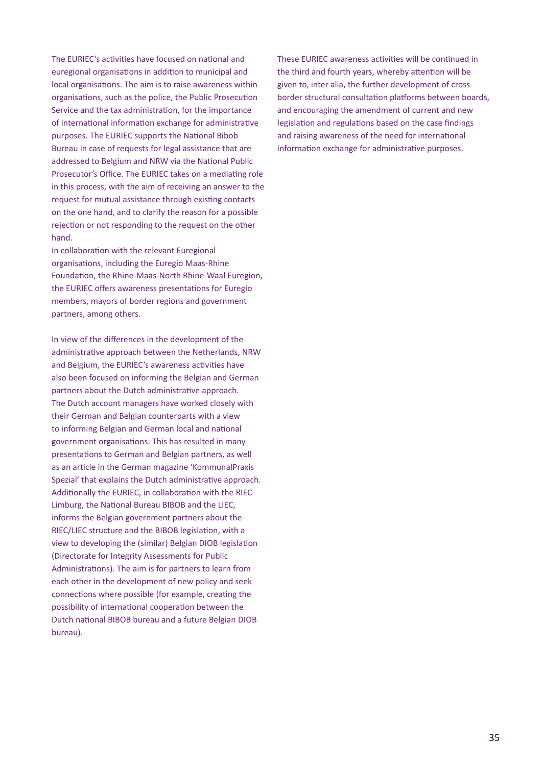The EURIEC's activities have focused on national and euregional organisations in addition to municipal and local organisations. The aim is to raise awareness within organisations, such as the police, the Public Prosecution Service and the tax administration, for the importance of international information exchange for administrative purposes. The EURIEC supports the National Bibob Bureau in case of requests for legal assistance that are addressed to Belgium and NRW via the National Public Prosecutor's Office. The EURIEC takes on a mediating role in this process, with the aim of receiving an answer to the request for mutual assistance through existing contacts on the one hand, and to clarify the reason for a possible rejection or not responding to the request on the other hand.

In collaboration with the relevant Euregional organisations, including the Euregio Maas-Rhine Foundation, the Rhine-Maas-North Rhine-Waal Euregion, the EURIEC offers awareness presentations for Euregio members, mayors of border regions and government partners, among others.

In view of the differences in the development of the administrative approach between the Netherlands, NRW and Belgium, the EURIEC's awareness activities have also been focused on informing the Belgian and German partners about the Dutch administrative approach. The Dutch account managers have worked closely with their German and Belgian counterparts with a view to informing Belgian and German local and national government organisations. This has resulted in many presentations to German and Belgian partners, as well as an article in the German magazine 'KommunalPraxis Spezial' that explains the Dutch administrative approach. Additionally the EURIEC, in collaboration with the RIEC Limburg, the National Bureau BIBOB and the LIEC, informs the Belgian government partners about the RIEC/LIEC structure and the BIBOB legislation, with a view to developing the (similar) Belgian DIOB legislation (Directorate for Integrity Assessments for Public Administrations). The aim is for partners to learn from each other in the development of new policy and seek connections where possible (for example, creating the possibility of international cooperation between the Dutch national BIBOB bureau and a future Belgian DIOB bureau).

These EURIEC awareness activities will be continued in the third and fourth years, whereby attention will be given to, inter alia, the further development of cross-border structural consultation platforms between boards, and encouraging the amendment of current and new legislation and regulations based on the case findings and raising awareness of the need for international information exchange for administrative purposes.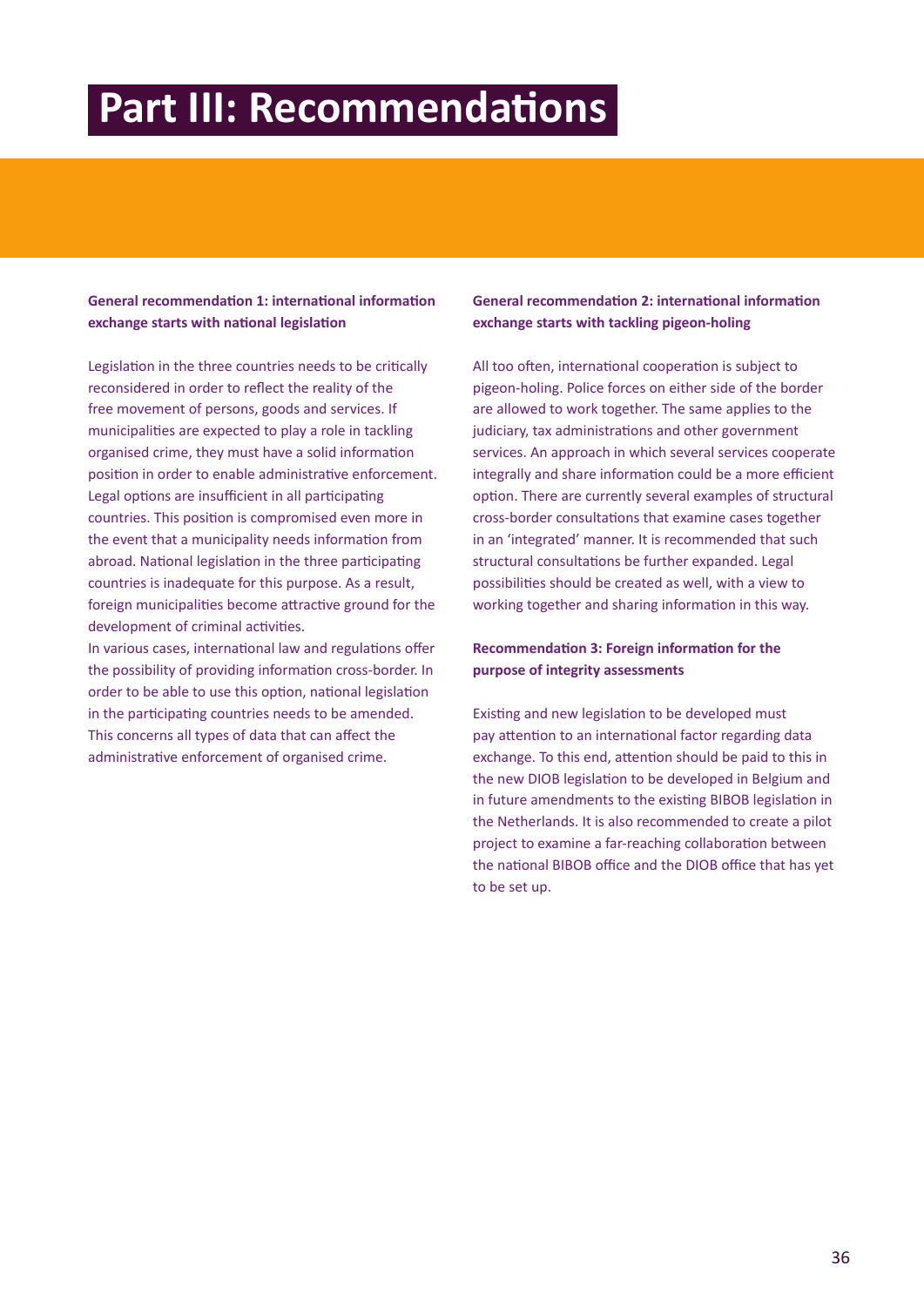# Part III: Recommendations

**General recommendation 1: international information exchange starts with national legislation**

Legislation in the three countries needs to be critically reconsidered in order to reflect the reality of the free movement of persons, goods and services. If municipalities are expected to play a role in tackling organised crime, they must have a solid information position in order to enable administrative enforcement. Legal options are insufficient in all participating countries. This position is compromised even more in the event that a municipality needs information from abroad. National legislation in the three participating countries is inadequate for this purpose. As a result, foreign municipalities become attractive ground for the development of criminal activities.

In various cases, international law and regulations offer the possibility of providing information cross-border. In order to be able to use this option, national legislation in the participating countries needs to be amended. This concerns all types of data that can affect the administrative enforcement of organised crime.

**General recommendation 2: international information exchange starts with tackling pigeon-holing**

All too often, international cooperation is subject to pigeon-holing. Police forces on either side of the border are allowed to work together. The same applies to the judiciary, tax administrations and other government services. An approach in which several services cooperate integrally and share information could be a more efficient option. There are currently several examples of structural cross-border consultations that examine cases together in an 'integrated' manner. It is recommended that such structural consultations be further expanded. Legal possibilities should be created as well, with a view to working together and sharing information in this way.

**Recommendation 3: Foreign information for the purpose of integrity assessments**

Existing and new legislation to be developed must pay attention to an international factor regarding data exchange. To this end, attention should be paid to this in the new DIOB legislation to be developed in Belgium and in future amendments to the existing BIBOB legislation in the Netherlands. It is also recommended to create a pilot project to examine a far-reaching collaboration between the national BIBOB office and the DIOB office that has yet to be set up.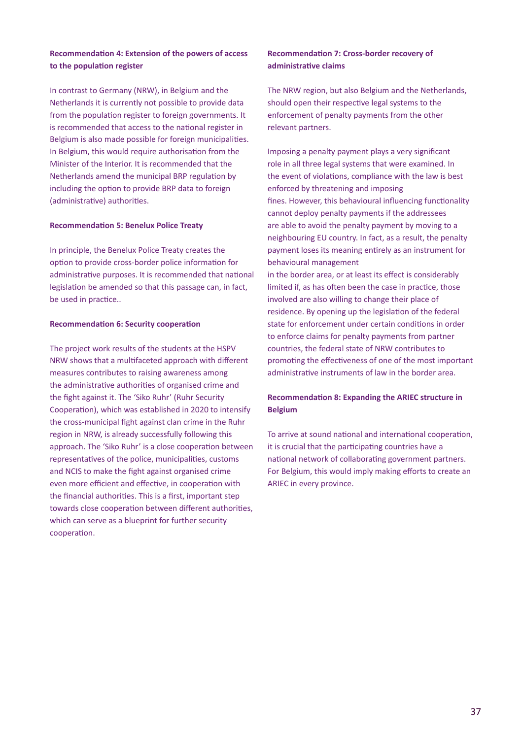### Recommendation 4: Extension of the powers of access to the population register

In contrast to Germany (NRW), in Belgium and the Netherlands it is currently not possible to provide data from the population register to foreign governments. It is recommended that access to the national register in Belgium is also made possible for foreign municipalities. In Belgium, this would require authorisation from the Minister of the Interior. It is recommended that the Netherlands amend the municipal BRP regulation by including the option to provide BRP data to foreign (administrative) authorities.

### Recommendation 5: Benelux Police Treaty

In principle, the Benelux Police Treaty creates the option to provide cross-border police information for administrative purposes. It is recommended that national legislation be amended so that this passage can, in fact, be used in practice..

### Recommendation 6: Security cooperation

The project work results of the students at the HSPV NRW shows that a multifaceted approach with different measures contributes to raising awareness among the administrative authorities of organised crime and the fight against it. The 'Siko Ruhr' (Ruhr Security Cooperation), which was established in 2020 to intensify the cross-municipal fight against clan crime in the Ruhr region in NRW, is already successfully following this approach. The 'Siko Ruhr' is a close cooperation between representatives of the police, municipalities, customs and NCIS to make the fight against organised crime even more efficient and effective, in cooperation with the financial authorities. This is a first, important step towards close cooperation between different authorities, which can serve as a blueprint for further security cooperation.

### Recommendation 7: Cross-border recovery of administrative claims

The NRW region, but also Belgium and the Netherlands, should open their respective legal systems to the enforcement of penalty payments from the other relevant partners.

Imposing a penalty payment plays a very significant role in all three legal systems that were examined. In the event of violations, compliance with the law is best enforced by threatening and imposing fines. However, this behavioural influencing functionality cannot deploy penalty payments if the addressees are able to avoid the penalty payment by moving to a neighbouring EU country. In fact, as a result, the penalty payment loses its meaning entirely as an instrument for behavioural management in the border area, or at least its effect is considerably limited if, as has often been the case in practice, those involved are also willing to change their place of residence. By opening up the legislation of the federal state for enforcement under certain conditions in order to enforce claims for penalty payments from partner countries, the federal state of NRW contributes to promoting the effectiveness of one of the most important administrative instruments of law in the border area.

### Recommendation 8: Expanding the ARIEC structure in Belgium

To arrive at sound national and international cooperation, it is crucial that the participating countries have a national network of collaborating government partners. For Belgium, this would imply making efforts to create an ARIEC in every province.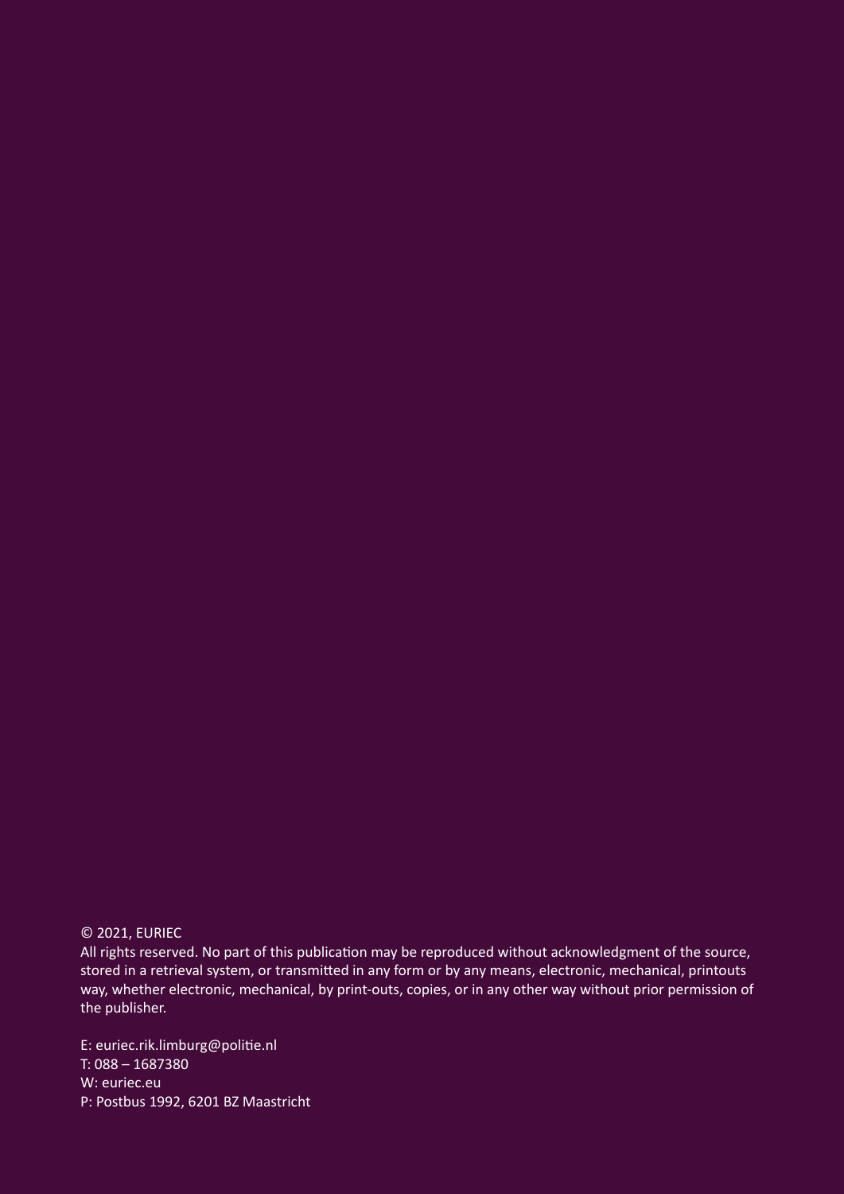© 2021, EURIEC

All rights reserved. No part of this publication may be reproduced without acknowledgment of the source, stored in a retrieval system, or transmitted in any form or by any means, electronic, mechanical, printouts way, whether electronic, mechanical, by print-outs, copies, or in any other way without prior permission of the publisher.

E: euriec.rik.limburg@politie.nl  
T: 088 – 1687380  
W: euriec.eu  
P: Postbus 1992, 6201 BZ Maastricht